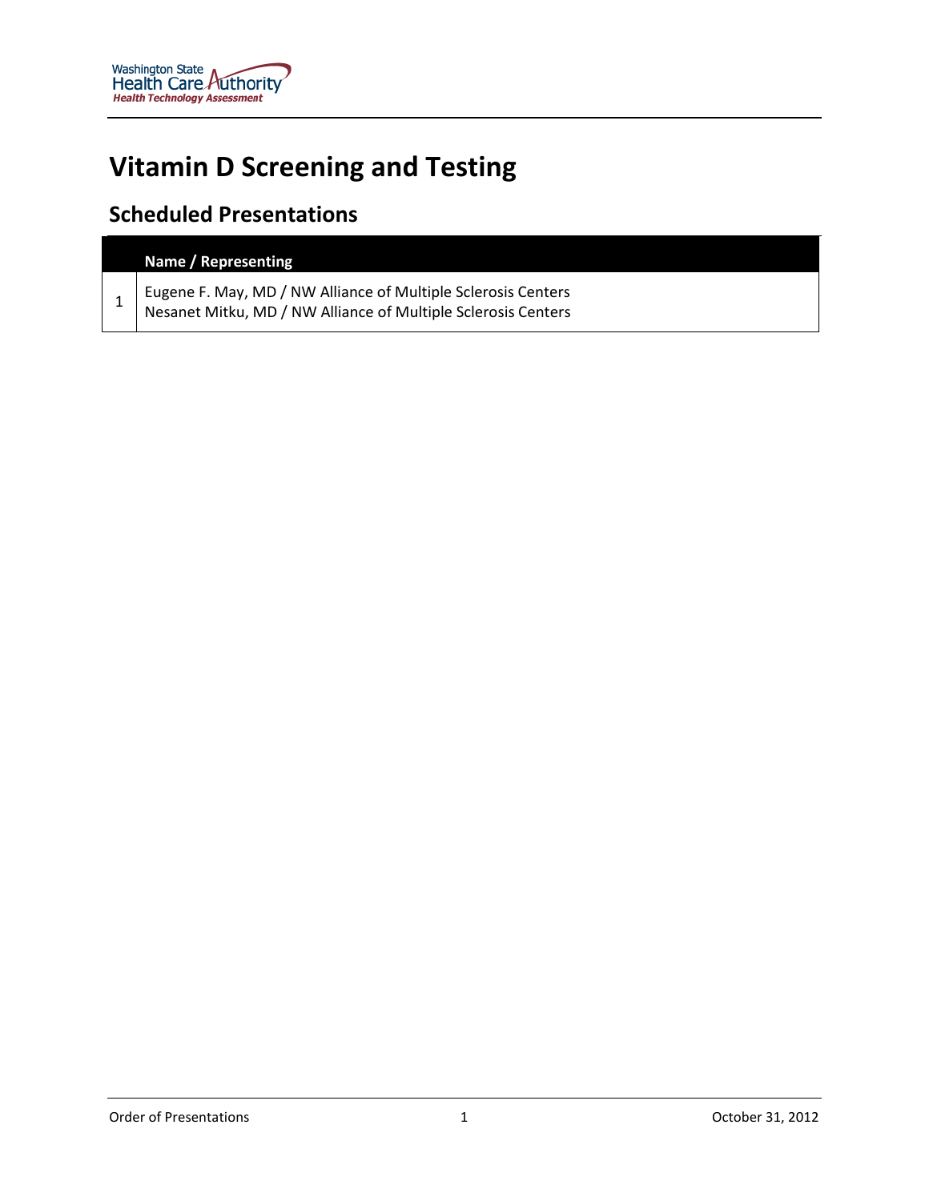Washington State Health Care Authority
Health Technology Assessment

# Vitamin D Screening and Testing

## Scheduled Presentations

| | Name / Representing |
|---|---|
| 1 | Eugene F. May, MD / NW Alliance of Multiple Sclerosis Centers<br>Nesanet Mitku, MD / NW Alliance of Multiple Sclerosis Centers |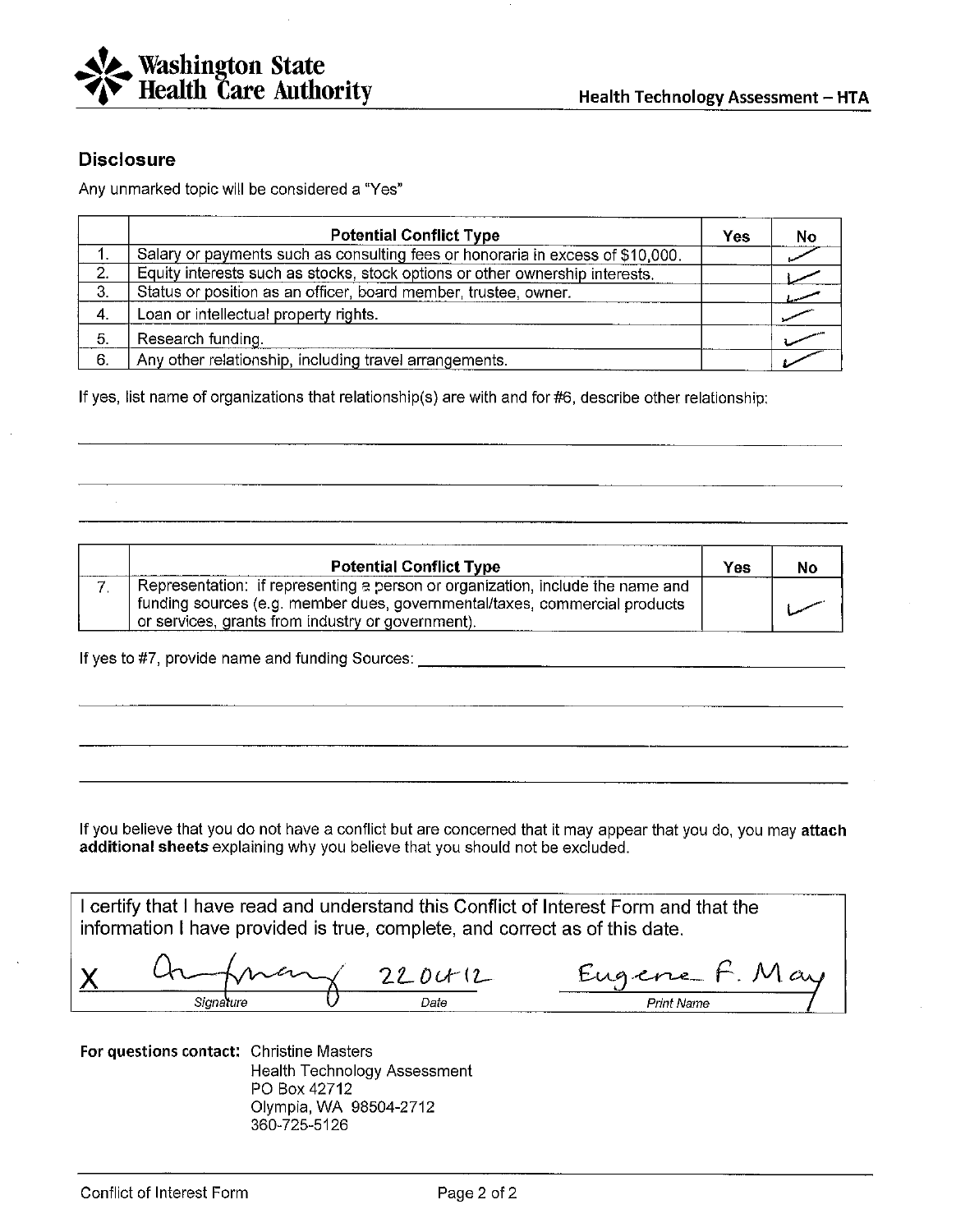Washington State Health Care Authority

Health Technology Assessment – HTA

### Disclosure

Any unmarked topic will be considered a "Yes"

| | Potential Conflict Type | Yes | No |
|---|---|---|---|
| 1. | Salary or payments such as consulting fees or honoraria in excess of $10,000. | | ✓ |
| 2. | Equity interests such as stocks, stock options or other ownership interests. | | ✓ |
| 3. | Status or position as an officer, board member, trustee, owner. | | ✓ |
| 4. | Loan or intellectual property rights. | | ✓ |
| 5. | Research funding. | | ✓ |
| 6. | Any other relationship, including travel arrangements. | | ✓ |

If yes, list name of organizations that relationship(s) are with and for #6, describe other relationship:

| | Potential Conflict Type | Yes | No |
|---|---|---|---|
| 7. | Representation: if representing a person or organization, include the name and funding sources (e.g. member dues, governmental/taxes, commercial products or services, grants from industry or government). | | ✓ |

If yes to #7, provide name and funding Sources: 

If you believe that you do not have a conflict but are concerned that it may appear that you do, you may **attach additional sheets** explaining why you believe that you should not be excluded.

I certify that I have read and understand this Conflict of Interest Form and that the information I have provided is true, complete, and correct as of this date.

| X [signature] | 22 Oct 12 | Eugene F. May |
|---|---|---|
| Signature | Date | Print Name |

**For questions contact:** Christine Masters
Health Technology Assessment
PO Box 42712
Olympia, WA 98504-2712
360-725-5126

Conflict of Interest Form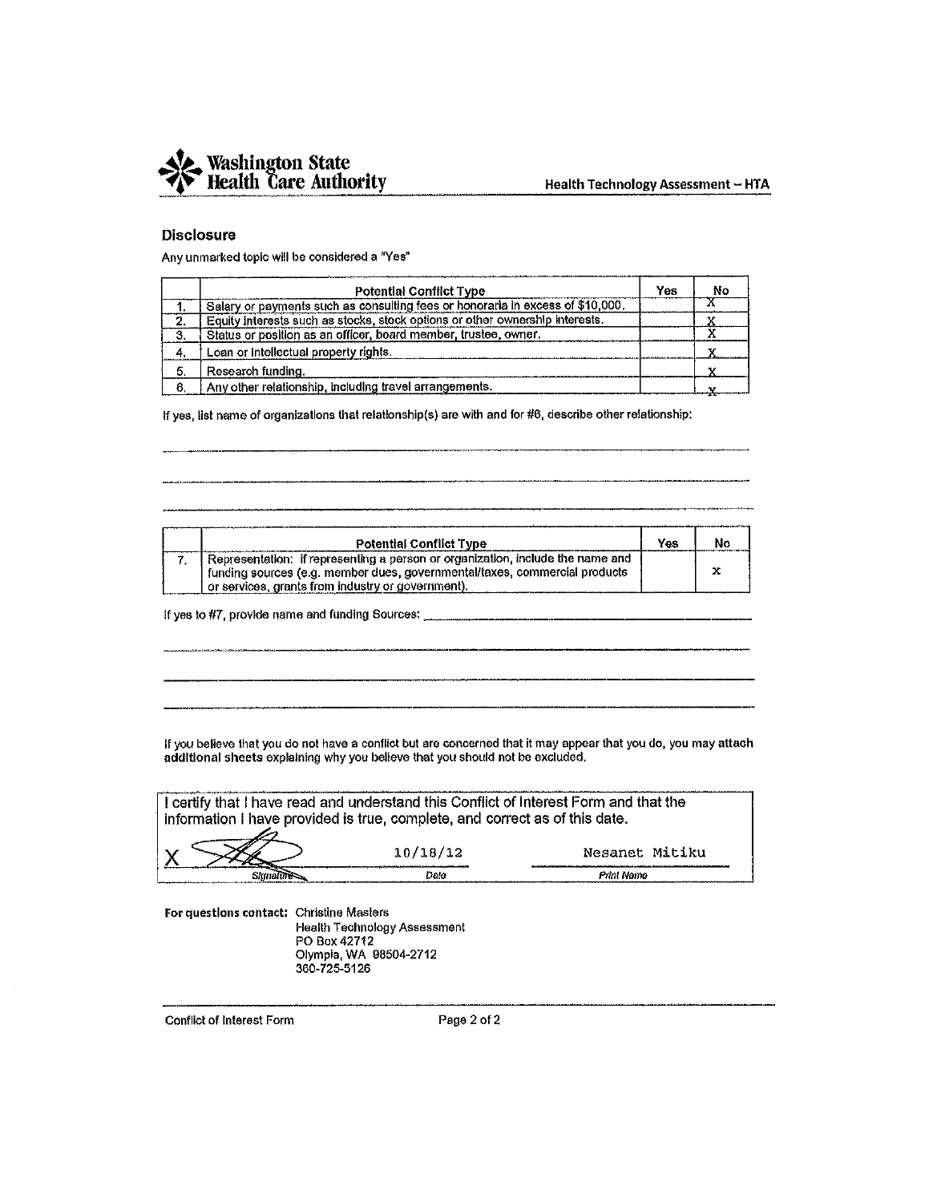## Disclosure

Any unmarked topic will be considered a "Yes"

| | Potential Conflict Type | Yes | No |
|---|---|---|---|
| 1. | Salary or payments such as consulting fees or honoraria in excess of $10,000. | | X |
| 2. | Equity interests such as stocks, stock options or other ownership interests. | | X |
| 3. | Status or position as an officer, board member, trustee, owner. | | X |
| 4. | Loan or intellectual property rights. | | X |
| 5. | Research funding. | | X |
| 6. | Any other relationship, including travel arrangements. | | X |

If yes, list name of organizations that relationship(s) are with and for #6, describe other relationship:

| | Potential Conflict Type | Yes | No |
|---|---|---|---|
| 7. | Representation: if representing a person or organization, include the name and funding sources (e.g. member dues, governmental/taxes, commercial products or services, grants from industry or government). | | x |

If yes to #7, provide name and funding Sources: ______

If you believe that you do not have a conflict but are concerned that it may appear that you do, you may attach additional sheets explaining why you believe that you should not be excluded.

I certify that I have read and understand this Conflict of Interest Form and that the information I have provided is true, complete, and correct as of this date.

| X [signature] | 10/18/12 | Nesanet Mitiku |
|---|---|---|
| Signature | Date | Print Name |

**For questions contact:** Christine Masters
Health Technology Assessment
PO Box 42712
Olympia, WA 98504-2712
360-725-5126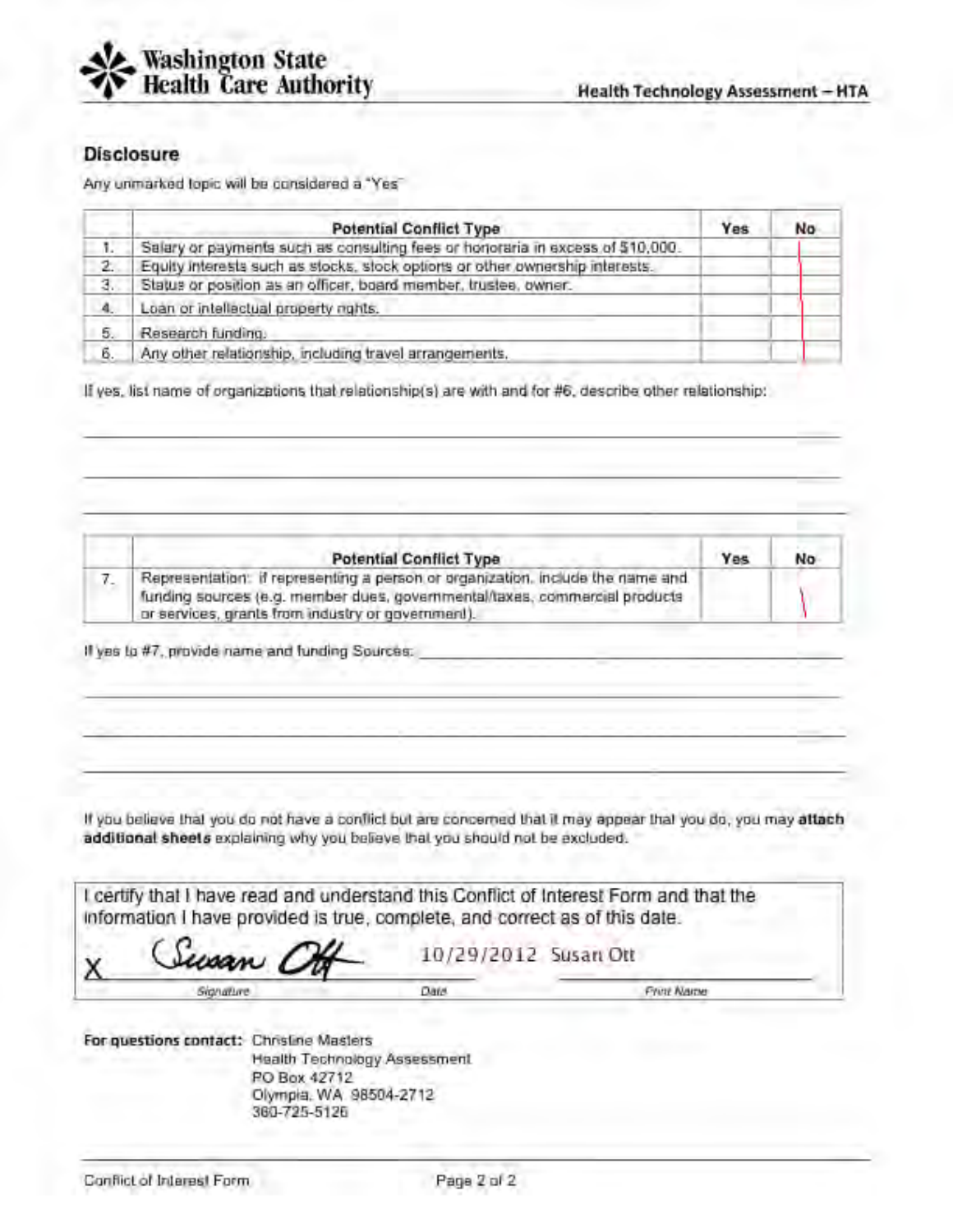**Washington State Health Care Authority** — Health Technology Assessment – HTA

## Disclosure

Any unmarked topic will be considered a "Yes"

| | Potential Conflict Type | Yes | No |
|---|---|---|---|
| 1. | Salary or payments such as consulting fees or honoraria in excess of $10,000. | | \| |
| 2. | Equity interests such as stocks, stock options or other ownership interests. | | \| |
| 3. | Status or position as an officer, board member, trustee, owner. | | \| |
| 4. | Loan or intellectual property rights. | | \| |
| 5. | Research funding. | | \| |
| 6. | Any other relationship, including travel arrangements. | | \| |

If yes, list name of organizations that relationship(s) are with and for #6, describe other relationship:

______________________________________________

______________________________________________

______________________________________________

| | Potential Conflict Type | Yes | No |
|---|---|---|---|
| 7. | Representation: if representing a person or organization, include the name and funding sources (e.g. member dues, governmental/taxes, commercial products or services, grants from industry or government). | | \| |

If yes to #7, provide name and funding Sources: ______________________________________________

______________________________________________

______________________________________________

______________________________________________

If you believe that you do not have a conflict but are concerned that it may appear that you do, you may **attach additional sheets** explaining why you believe that you should not be excluded.

I certify that I have read and understand this Conflict of Interest Form and that the information I have provided is true, complete, and correct as of this date.

X Susan Ott — 10/29/2012 — Susan Ott

Signature — Date — Print Name

**For questions contact:** Christine Masters
Health Technology Assessment
PO Box 42712
Olympia, WA 98504-2712
360-725-5126

Conflict of Interest Form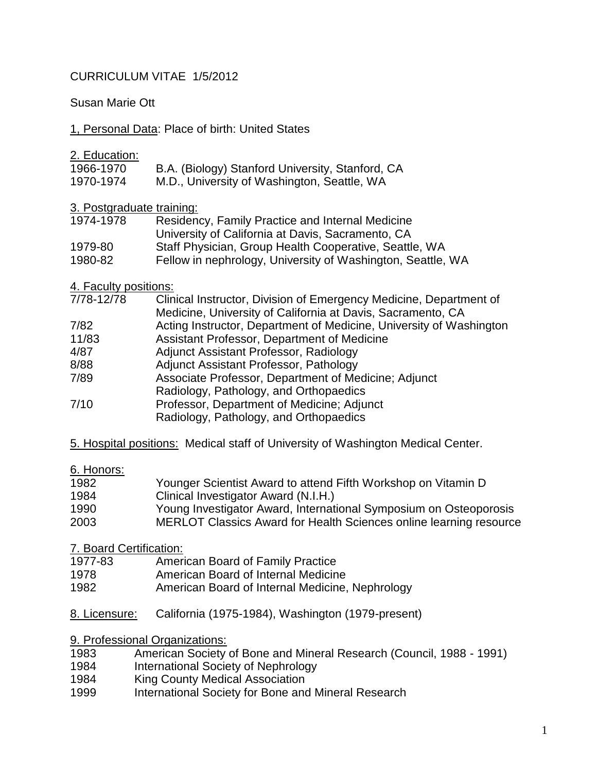CURRICULUM VITAE 1/5/2012

Susan Marie Ott

1, Personal Data: Place of birth: United States

2. Education:

| | |
|---|---|
| 1966-1970 | B.A. (Biology) Stanford University, Stanford, CA |
| 1970-1974 | M.D., University of Washington, Seattle, WA |

3. Postgraduate training:

| | |
|---|---|
| 1974-1978 | Residency, Family Practice and Internal Medicine<br>University of California at Davis, Sacramento, CA |
| 1979-80 | Staff Physician, Group Health Cooperative, Seattle, WA |
| 1980-82 | Fellow in nephrology, University of Washington, Seattle, WA |

4. Faculty positions:

| | |
|---|---|
| 7/78-12/78 | Clinical Instructor, Division of Emergency Medicine, Department of Medicine, University of California at Davis, Sacramento, CA |
| 7/82 | Acting Instructor, Department of Medicine, University of Washington |
| 11/83 | Assistant Professor, Department of Medicine |
| 4/87 | Adjunct Assistant Professor, Radiology |
| 8/88 | Adjunct Assistant Professor, Pathology |
| 7/89 | Associate Professor, Department of Medicine; Adjunct<br>Radiology, Pathology, and Orthopaedics |
| 7/10 | Professor, Department of Medicine; Adjunct<br>Radiology, Pathology, and Orthopaedics |

5. Hospital positions: Medical staff of University of Washington Medical Center.

6. Honors:

| | |
|---|---|
| 1982 | Younger Scientist Award to attend Fifth Workshop on Vitamin D |
| 1984 | Clinical Investigator Award (N.I.H.) |
| 1990 | Young Investigator Award, International Symposium on Osteoporosis |
| 2003 | MERLOT Classics Award for Health Sciences online learning resource |

7. Board Certification:

| | |
|---|---|
| 1977-83 | American Board of Family Practice |
| 1978 | American Board of Internal Medicine |
| 1982 | American Board of Internal Medicine, Nephrology |

8. Licensure: California (1975-1984), Washington (1979-present)

9. Professional Organizations:

| | |
|---|---|
| 1983 | American Society of Bone and Mineral Research (Council, 1988 - 1991) |
| 1984 | International Society of Nephrology |
| 1984 | King County Medical Association |
| 1999 | International Society for Bone and Mineral Research |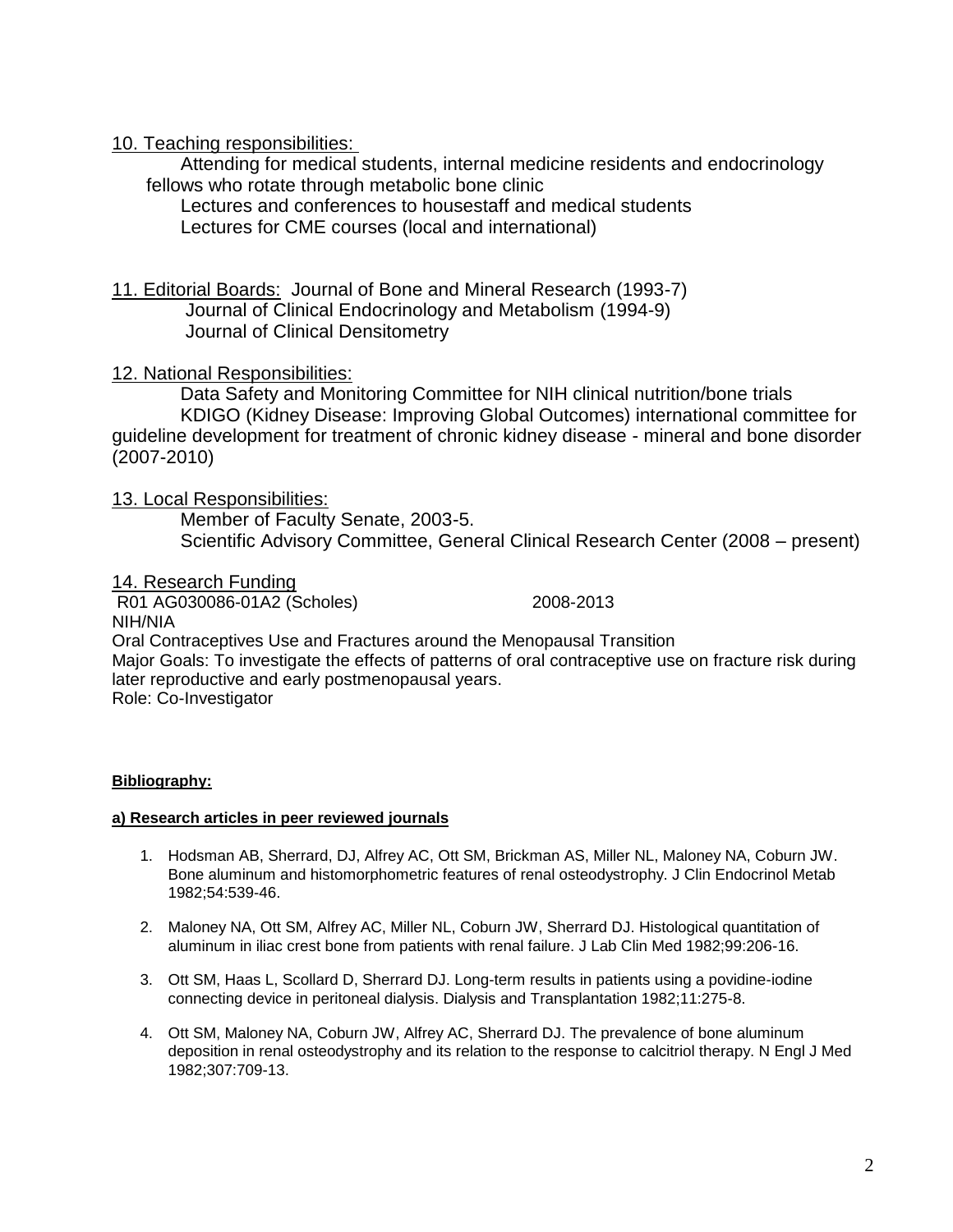10. Teaching responsibilities:

Attending for medical students, internal medicine residents and endocrinology fellows who rotate through metabolic bone clinic

Lectures and conferences to housestaff and medical students

Lectures for CME courses (local and international)

11. Editorial Boards: Journal of Bone and Mineral Research (1993-7)

Journal of Clinical Endocrinology and Metabolism (1994-9)

Journal of Clinical Densitometry

12. National Responsibilities:

Data Safety and Monitoring Committee for NIH clinical nutrition/bone trials

KDIGO (Kidney Disease: Improving Global Outcomes) international committee for guideline development for treatment of chronic kidney disease - mineral and bone disorder (2007-2010)

13. Local Responsibilities:

Member of Faculty Senate, 2003-5.

Scientific Advisory Committee, General Clinical Research Center (2008 – present)

14. Research Funding

R01 AG030086-01A2 (Scholes) 2008-2013
NIH/NIA
Oral Contraceptives Use and Fractures around the Menopausal Transition
Major Goals: To investigate the effects of patterns of oral contraceptive use on fracture risk during later reproductive and early postmenopausal years.
Role: Co-Investigator

**Bibliography:**

**a) Research articles in peer reviewed journals**

1. Hodsman AB, Sherrard, DJ, Alfrey AC, Ott SM, Brickman AS, Miller NL, Maloney NA, Coburn JW. Bone aluminum and histomorphometric features of renal osteodystrophy. J Clin Endocrinol Metab 1982;54:539-46.

2. Maloney NA, Ott SM, Alfrey AC, Miller NL, Coburn JW, Sherrard DJ. Histological quantitation of aluminum in iliac crest bone from patients with renal failure. J Lab Clin Med 1982;99:206-16.

3. Ott SM, Haas L, Scollard D, Sherrard DJ. Long-term results in patients using a povidine-iodine connecting device in peritoneal dialysis. Dialysis and Transplantation 1982;11:275-8.

4. Ott SM, Maloney NA, Coburn JW, Alfrey AC, Sherrard DJ. The prevalence of bone aluminum deposition in renal osteodystrophy and its relation to the response to calcitriol therapy. N Engl J Med 1982;307:709-13.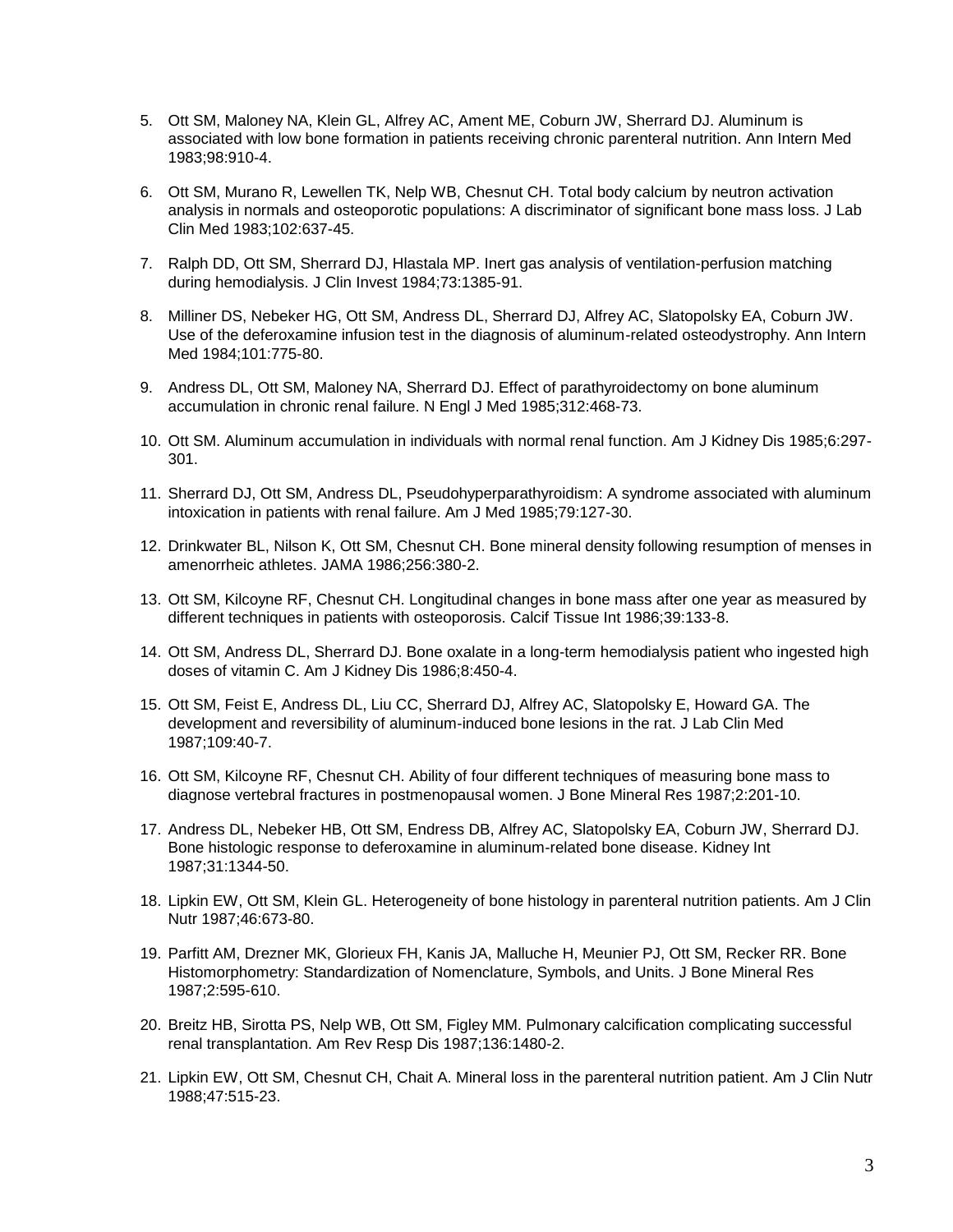5. Ott SM, Maloney NA, Klein GL, Alfrey AC, Ament ME, Coburn JW, Sherrard DJ. Aluminum is associated with low bone formation in patients receiving chronic parenteral nutrition. Ann Intern Med 1983;98:910-4.

6. Ott SM, Murano R, Lewellen TK, Nelp WB, Chesnut CH. Total body calcium by neutron activation analysis in normals and osteoporotic populations: A discriminator of significant bone mass loss. J Lab Clin Med 1983;102:637-45.

7. Ralph DD, Ott SM, Sherrard DJ, Hlastala MP. Inert gas analysis of ventilation-perfusion matching during hemodialysis. J Clin Invest 1984;73:1385-91.

8. Milliner DS, Nebeker HG, Ott SM, Andress DL, Sherrard DJ, Alfrey AC, Slatopolsky EA, Coburn JW. Use of the deferoxamine infusion test in the diagnosis of aluminum-related osteodystrophy. Ann Intern Med 1984;101:775-80.

9. Andress DL, Ott SM, Maloney NA, Sherrard DJ. Effect of parathyroidectomy on bone aluminum accumulation in chronic renal failure. N Engl J Med 1985;312:468-73.

10. Ott SM. Aluminum accumulation in individuals with normal renal function. Am J Kidney Dis 1985;6:297-301.

11. Sherrard DJ, Ott SM, Andress DL, Pseudohyperparathyroidism: A syndrome associated with aluminum intoxication in patients with renal failure. Am J Med 1985;79:127-30.

12. Drinkwater BL, Nilson K, Ott SM, Chesnut CH. Bone mineral density following resumption of menses in amenorrheic athletes. JAMA 1986;256:380-2.

13. Ott SM, Kilcoyne RF, Chesnut CH. Longitudinal changes in bone mass after one year as measured by different techniques in patients with osteoporosis. Calcif Tissue Int 1986;39:133-8.

14. Ott SM, Andress DL, Sherrard DJ. Bone oxalate in a long-term hemodialysis patient who ingested high doses of vitamin C. Am J Kidney Dis 1986;8:450-4.

15. Ott SM, Feist E, Andress DL, Liu CC, Sherrard DJ, Alfrey AC, Slatopolsky E, Howard GA. The development and reversibility of aluminum-induced bone lesions in the rat. J Lab Clin Med 1987;109:40-7.

16. Ott SM, Kilcoyne RF, Chesnut CH. Ability of four different techniques of measuring bone mass to diagnose vertebral fractures in postmenopausal women. J Bone Mineral Res 1987;2:201-10.

17. Andress DL, Nebeker HB, Ott SM, Endress DB, Alfrey AC, Slatopolsky EA, Coburn JW, Sherrard DJ. Bone histologic response to deferoxamine in aluminum-related bone disease. Kidney Int 1987;31:1344-50.

18. Lipkin EW, Ott SM, Klein GL. Heterogeneity of bone histology in parenteral nutrition patients. Am J Clin Nutr 1987;46:673-80.

19. Parfitt AM, Drezner MK, Glorieux FH, Kanis JA, Malluche H, Meunier PJ, Ott SM, Recker RR. Bone Histomorphometry: Standardization of Nomenclature, Symbols, and Units. J Bone Mineral Res 1987;2:595-610.

20. Breitz HB, Sirotta PS, Nelp WB, Ott SM, Figley MM. Pulmonary calcification complicating successful renal transplantation. Am Rev Resp Dis 1987;136:1480-2.

21. Lipkin EW, Ott SM, Chesnut CH, Chait A. Mineral loss in the parenteral nutrition patient. Am J Clin Nutr 1988;47:515-23.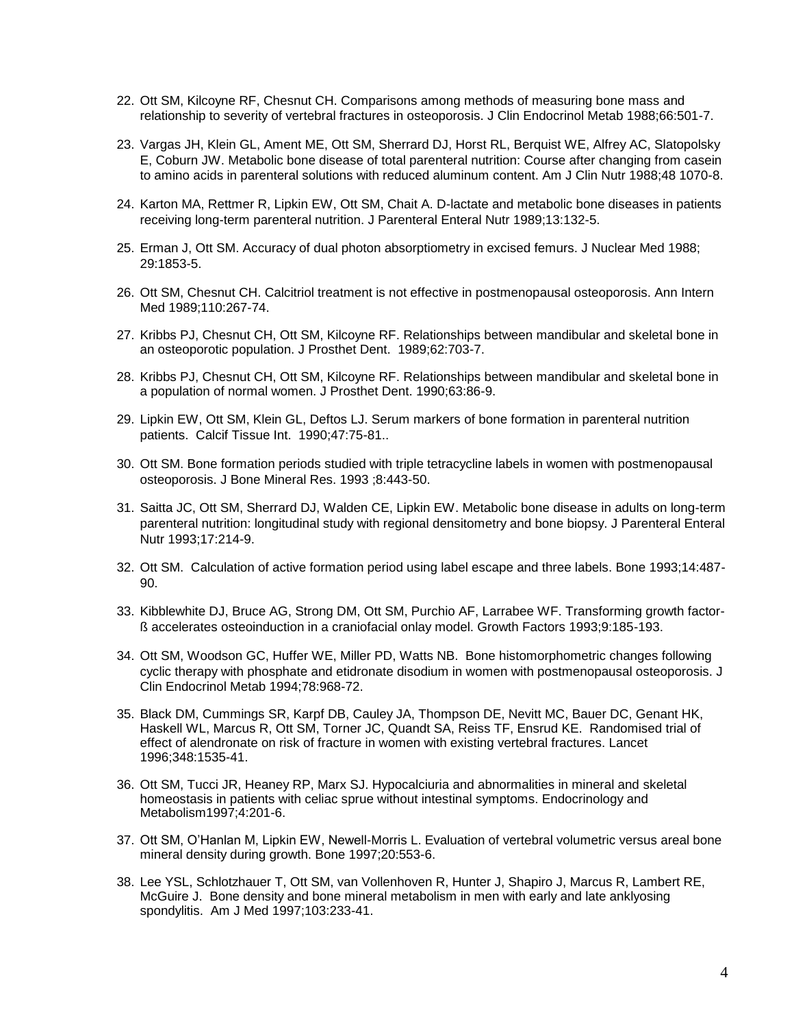22. Ott SM, Kilcoyne RF, Chesnut CH. Comparisons among methods of measuring bone mass and relationship to severity of vertebral fractures in osteoporosis. J Clin Endocrinol Metab 1988;66:501-7.

23. Vargas JH, Klein GL, Ament ME, Ott SM, Sherrard DJ, Horst RL, Berquist WE, Alfrey AC, Slatopolsky E, Coburn JW. Metabolic bone disease of total parenteral nutrition: Course after changing from casein to amino acids in parenteral solutions with reduced aluminum content. Am J Clin Nutr 1988;48 1070-8.

24. Karton MA, Rettmer R, Lipkin EW, Ott SM, Chait A. D-lactate and metabolic bone diseases in patients receiving long-term parenteral nutrition. J Parenteral Enteral Nutr 1989;13:132-5.

25. Erman J, Ott SM. Accuracy of dual photon absorptiometry in excised femurs. J Nuclear Med 1988; 29:1853-5.

26. Ott SM, Chesnut CH. Calcitriol treatment is not effective in postmenopausal osteoporosis. Ann Intern Med 1989;110:267-74.

27. Kribbs PJ, Chesnut CH, Ott SM, Kilcoyne RF. Relationships between mandibular and skeletal bone in an osteoporotic population. J Prosthet Dent. 1989;62:703-7.

28. Kribbs PJ, Chesnut CH, Ott SM, Kilcoyne RF. Relationships between mandibular and skeletal bone in a population of normal women. J Prosthet Dent. 1990;63:86-9.

29. Lipkin EW, Ott SM, Klein GL, Deftos LJ. Serum markers of bone formation in parenteral nutrition patients. Calcif Tissue Int. 1990;47:75-81..

30. Ott SM. Bone formation periods studied with triple tetracycline labels in women with postmenopausal osteoporosis. J Bone Mineral Res. 1993 ;8:443-50.

31. Saitta JC, Ott SM, Sherrard DJ, Walden CE, Lipkin EW. Metabolic bone disease in adults on long-term parenteral nutrition: longitudinal study with regional densitometry and bone biopsy. J Parenteral Enteral Nutr 1993;17:214-9.

32. Ott SM. Calculation of active formation period using label escape and three labels. Bone 1993;14:487-90.

33. Kibblewhite DJ, Bruce AG, Strong DM, Ott SM, Purchio AF, Larrabee WF. Transforming growth factor-ß accelerates osteoinduction in a craniofacial onlay model. Growth Factors 1993;9:185-193.

34. Ott SM, Woodson GC, Huffer WE, Miller PD, Watts NB. Bone histomorphometric changes following cyclic therapy with phosphate and etidronate disodium in women with postmenopausal osteoporosis. J Clin Endocrinol Metab 1994;78:968-72.

35. Black DM, Cummings SR, Karpf DB, Cauley JA, Thompson DE, Nevitt MC, Bauer DC, Genant HK, Haskell WL, Marcus R, Ott SM, Torner JC, Quandt SA, Reiss TF, Ensrud KE. Randomised trial of effect of alendronate on risk of fracture in women with existing vertebral fractures. Lancet 1996;348:1535-41.

36. Ott SM, Tucci JR, Heaney RP, Marx SJ. Hypocalciuria and abnormalities in mineral and skeletal homeostasis in patients with celiac sprue without intestinal symptoms. Endocrinology and Metabolism1997;4:201-6.

37. Ott SM, O'Hanlan M, Lipkin EW, Newell-Morris L. Evaluation of vertebral volumetric versus areal bone mineral density during growth. Bone 1997;20:553-6.

38. Lee YSL, Schlotzhauer T, Ott SM, van Vollenhoven R, Hunter J, Shapiro J, Marcus R, Lambert RE, McGuire J. Bone density and bone mineral metabolism in men with early and late anklyosing spondylitis. Am J Med 1997;103:233-41.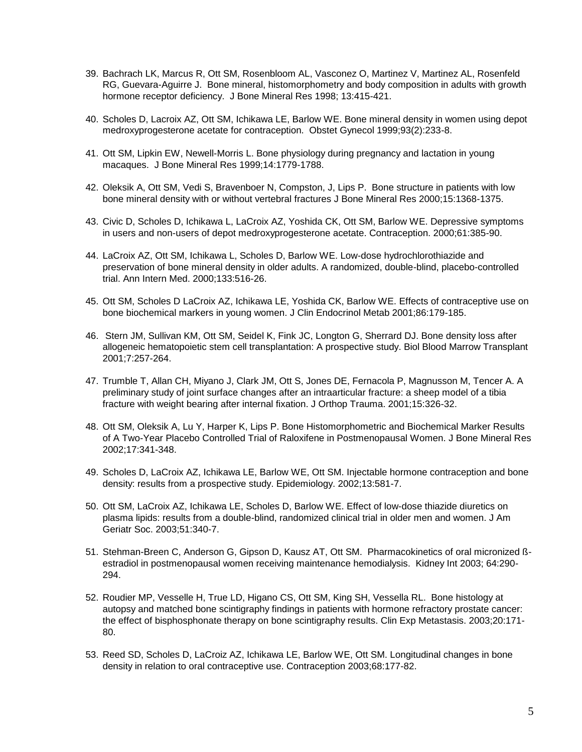39. Bachrach LK, Marcus R, Ott SM, Rosenbloom AL, Vasconez O, Martinez V, Martinez AL, Rosenfeld RG, Guevara-Aguirre J. Bone mineral, histomorphometry and body composition in adults with growth hormone receptor deficiency. J Bone Mineral Res 1998; 13:415-421.

40. Scholes D, Lacroix AZ, Ott SM, Ichikawa LE, Barlow WE. Bone mineral density in women using depot medroxyprogesterone acetate for contraception. Obstet Gynecol 1999;93(2):233-8.

41. Ott SM, Lipkin EW, Newell-Morris L. Bone physiology during pregnancy and lactation in young macaques. J Bone Mineral Res 1999;14:1779-1788.

42. Oleksik A, Ott SM, Vedi S, Bravenboer N, Compston, J, Lips P. Bone structure in patients with low bone mineral density with or without vertebral fractures J Bone Mineral Res 2000;15:1368-1375.

43. Civic D, Scholes D, Ichikawa L, LaCroix AZ, Yoshida CK, Ott SM, Barlow WE. Depressive symptoms in users and non-users of depot medroxyprogesterone acetate. Contraception. 2000;61:385-90.

44. LaCroix AZ, Ott SM, Ichikawa L, Scholes D, Barlow WE. Low-dose hydrochlorothiazide and preservation of bone mineral density in older adults. A randomized, double-blind, placebo-controlled trial. Ann Intern Med. 2000;133:516-26.

45. Ott SM, Scholes D LaCroix AZ, Ichikawa LE, Yoshida CK, Barlow WE. Effects of contraceptive use on bone biochemical markers in young women. J Clin Endocrinol Metab 2001;86:179-185.

46. Stern JM, Sullivan KM, Ott SM, Seidel K, Fink JC, Longton G, Sherrard DJ. Bone density loss after allogeneic hematopoietic stem cell transplantation: A prospective study. Biol Blood Marrow Transplant 2001;7:257-264.

47. Trumble T, Allan CH, Miyano J, Clark JM, Ott S, Jones DE, Fernacola P, Magnusson M, Tencer A. A preliminary study of joint surface changes after an intraarticular fracture: a sheep model of a tibia fracture with weight bearing after internal fixation. J Orthop Trauma. 2001;15:326-32.

48. Ott SM, Oleksik A, Lu Y, Harper K, Lips P. Bone Histomorphometric and Biochemical Marker Results of A Two-Year Placebo Controlled Trial of Raloxifene in Postmenopausal Women. J Bone Mineral Res 2002;17:341-348.

49. Scholes D, LaCroix AZ, Ichikawa LE, Barlow WE, Ott SM. Injectable hormone contraception and bone density: results from a prospective study. Epidemiology. 2002;13:581-7.

50. Ott SM, LaCroix AZ, Ichikawa LE, Scholes D, Barlow WE. Effect of low-dose thiazide diuretics on plasma lipids: results from a double-blind, randomized clinical trial in older men and women. J Am Geriatr Soc. 2003;51:340-7.

51. Stehman-Breen C, Anderson G, Gipson D, Kausz AT, Ott SM. Pharmacokinetics of oral micronized ß-estradiol in postmenopausal women receiving maintenance hemodialysis. Kidney Int 2003; 64:290-294.

52. Roudier MP, Vesselle H, True LD, Higano CS, Ott SM, King SH, Vessella RL. Bone histology at autopsy and matched bone scintigraphy findings in patients with hormone refractory prostate cancer: the effect of bisphosphonate therapy on bone scintigraphy results. Clin Exp Metastasis. 2003;20:171-80.

53. Reed SD, Scholes D, LaCroiz AZ, Ichikawa LE, Barlow WE, Ott SM. Longitudinal changes in bone density in relation to oral contraceptive use. Contraception 2003;68:177-82.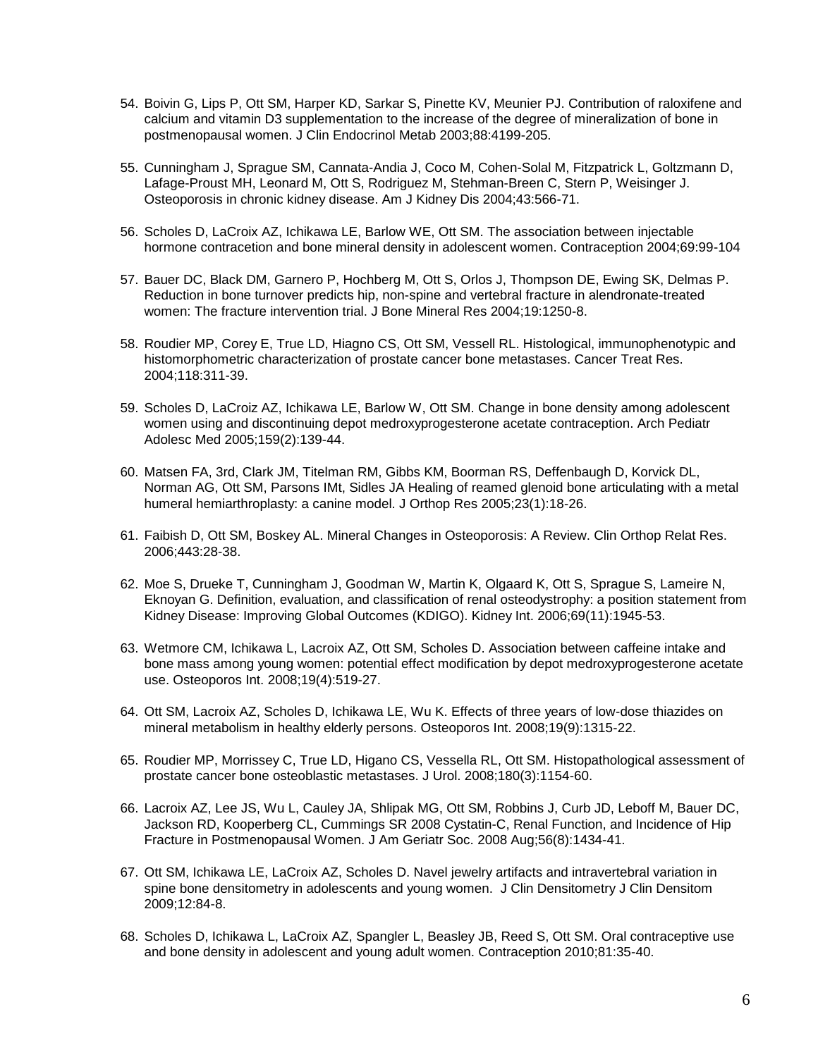54. Boivin G, Lips P, Ott SM, Harper KD, Sarkar S, Pinette KV, Meunier PJ. Contribution of raloxifene and calcium and vitamin D3 supplementation to the increase of the degree of mineralization of bone in postmenopausal women. J Clin Endocrinol Metab 2003;88:4199-205.

55. Cunningham J, Sprague SM, Cannata-Andia J, Coco M, Cohen-Solal M, Fitzpatrick L, Goltzmann D, Lafage-Proust MH, Leonard M, Ott S, Rodriguez M, Stehman-Breen C, Stern P, Weisinger J. Osteoporosis in chronic kidney disease. Am J Kidney Dis 2004;43:566-71.

56. Scholes D, LaCroix AZ, Ichikawa LE, Barlow WE, Ott SM. The association between injectable hormone contracetion and bone mineral density in adolescent women. Contraception 2004;69:99-104

57. Bauer DC, Black DM, Garnero P, Hochberg M, Ott S, Orlos J, Thompson DE, Ewing SK, Delmas P. Reduction in bone turnover predicts hip, non-spine and vertebral fracture in alendronate-treated women: The fracture intervention trial. J Bone Mineral Res 2004;19:1250-8.

58. Roudier MP, Corey E, True LD, Hiagno CS, Ott SM, Vessell RL. Histological, immunophenotypic and histomorphometric characterization of prostate cancer bone metastases. Cancer Treat Res. 2004;118:311-39.

59. Scholes D, LaCroiz AZ, Ichikawa LE, Barlow W, Ott SM. Change in bone density among adolescent women using and discontinuing depot medroxyprogesterone acetate contraception. Arch Pediatr Adolesc Med 2005;159(2):139-44.

60. Matsen FA, 3rd, Clark JM, Titelman RM, Gibbs KM, Boorman RS, Deffenbaugh D, Korvick DL, Norman AG, Ott SM, Parsons IMt, Sidles JA Healing of reamed glenoid bone articulating with a metal humeral hemiarthroplasty: a canine model. J Orthop Res 2005;23(1):18-26.

61. Faibish D, Ott SM, Boskey AL. Mineral Changes in Osteoporosis: A Review. Clin Orthop Relat Res. 2006;443:28-38.

62. Moe S, Drueke T, Cunningham J, Goodman W, Martin K, Olgaard K, Ott S, Sprague S, Lameire N, Eknoyan G. Definition, evaluation, and classification of renal osteodystrophy: a position statement from Kidney Disease: Improving Global Outcomes (KDIGO). Kidney Int. 2006;69(11):1945-53.

63. Wetmore CM, Ichikawa L, Lacroix AZ, Ott SM, Scholes D. Association between caffeine intake and bone mass among young women: potential effect modification by depot medroxyprogesterone acetate use. Osteoporos Int. 2008;19(4):519-27.

64. Ott SM, Lacroix AZ, Scholes D, Ichikawa LE, Wu K. Effects of three years of low-dose thiazides on mineral metabolism in healthy elderly persons. Osteoporos Int. 2008;19(9):1315-22.

65. Roudier MP, Morrissey C, True LD, Higano CS, Vessella RL, Ott SM. Histopathological assessment of prostate cancer bone osteoblastic metastases. J Urol. 2008;180(3):1154-60.

66. Lacroix AZ, Lee JS, Wu L, Cauley JA, Shlipak MG, Ott SM, Robbins J, Curb JD, Leboff M, Bauer DC, Jackson RD, Kooperberg CL, Cummings SR 2008 Cystatin-C, Renal Function, and Incidence of Hip Fracture in Postmenopausal Women. J Am Geriatr Soc. 2008 Aug;56(8):1434-41.

67. Ott SM, Ichikawa LE, LaCroix AZ, Scholes D. Navel jewelry artifacts and intravertebral variation in spine bone densitometry in adolescents and young women. J Clin Densitometry J Clin Densitom 2009;12:84-8.

68. Scholes D, Ichikawa L, LaCroix AZ, Spangler L, Beasley JB, Reed S, Ott SM. Oral contraceptive use and bone density in adolescent and young adult women. Contraception 2010;81:35-40.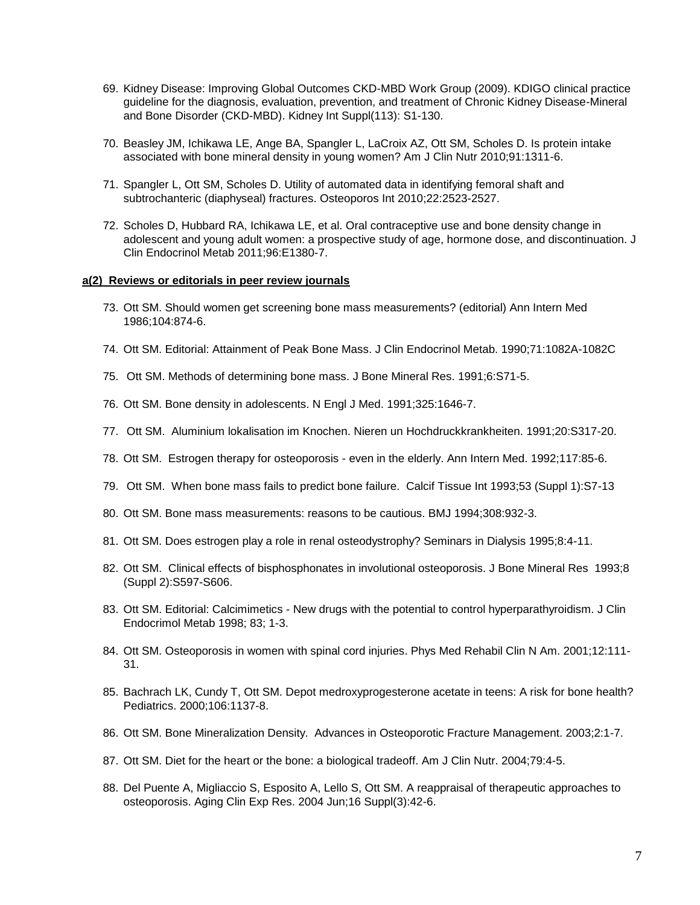69. Kidney Disease: Improving Global Outcomes CKD-MBD Work Group (2009). KDIGO clinical practice guideline for the diagnosis, evaluation, prevention, and treatment of Chronic Kidney Disease-Mineral and Bone Disorder (CKD-MBD). Kidney Int Suppl(113): S1-130.

70. Beasley JM, Ichikawa LE, Ange BA, Spangler L, LaCroix AZ, Ott SM, Scholes D. Is protein intake associated with bone mineral density in young women? Am J Clin Nutr 2010;91:1311-6.

71. Spangler L, Ott SM, Scholes D. Utility of automated data in identifying femoral shaft and subtrochanteric (diaphyseal) fractures. Osteoporos Int 2010;22:2523-2527.

72. Scholes D, Hubbard RA, Ichikawa LE, et al. Oral contraceptive use and bone density change in adolescent and young adult women: a prospective study of age, hormone dose, and discontinuation. J Clin Endocrinol Metab 2011;96:E1380-7.

**a(2) Reviews or editorials in peer review journals**

73. Ott SM. Should women get screening bone mass measurements? (editorial) Ann Intern Med 1986;104:874-6.

74. Ott SM. Editorial: Attainment of Peak Bone Mass. J Clin Endocrinol Metab. 1990;71:1082A-1082C

75. Ott SM. Methods of determining bone mass. J Bone Mineral Res. 1991;6:S71-5.

76. Ott SM. Bone density in adolescents. N Engl J Med. 1991;325:1646-7.

77. Ott SM. Aluminium lokalisation im Knochen. Nieren un Hochdruckkrankheiten. 1991;20:S317-20.

78. Ott SM. Estrogen therapy for osteoporosis - even in the elderly. Ann Intern Med. 1992;117:85-6.

79. Ott SM. When bone mass fails to predict bone failure. Calcif Tissue Int 1993;53 (Suppl 1):S7-13

80. Ott SM. Bone mass measurements: reasons to be cautious. BMJ 1994;308:932-3.

81. Ott SM. Does estrogen play a role in renal osteodystrophy? Seminars in Dialysis 1995;8:4-11.

82. Ott SM. Clinical effects of bisphosphonates in involutional osteoporosis. J Bone Mineral Res 1993;8 (Suppl 2):S597-S606.

83. Ott SM. Editorial: Calcimimetics - New drugs with the potential to control hyperparathyroidism. J Clin Endocrimol Metab 1998; 83; 1-3.

84. Ott SM. Osteoporosis in women with spinal cord injuries. Phys Med Rehabil Clin N Am. 2001;12:111-31.

85. Bachrach LK, Cundy T, Ott SM. Depot medroxyprogesterone acetate in teens: A risk for bone health? Pediatrics. 2000;106:1137-8.

86. Ott SM. Bone Mineralization Density. Advances in Osteoporotic Fracture Management. 2003;2:1-7.

87. Ott SM. Diet for the heart or the bone: a biological tradeoff. Am J Clin Nutr. 2004;79:4-5.

88. Del Puente A, Migliaccio S, Esposito A, Lello S, Ott SM. A reappraisal of therapeutic approaches to osteoporosis. Aging Clin Exp Res. 2004 Jun;16 Suppl(3):42-6.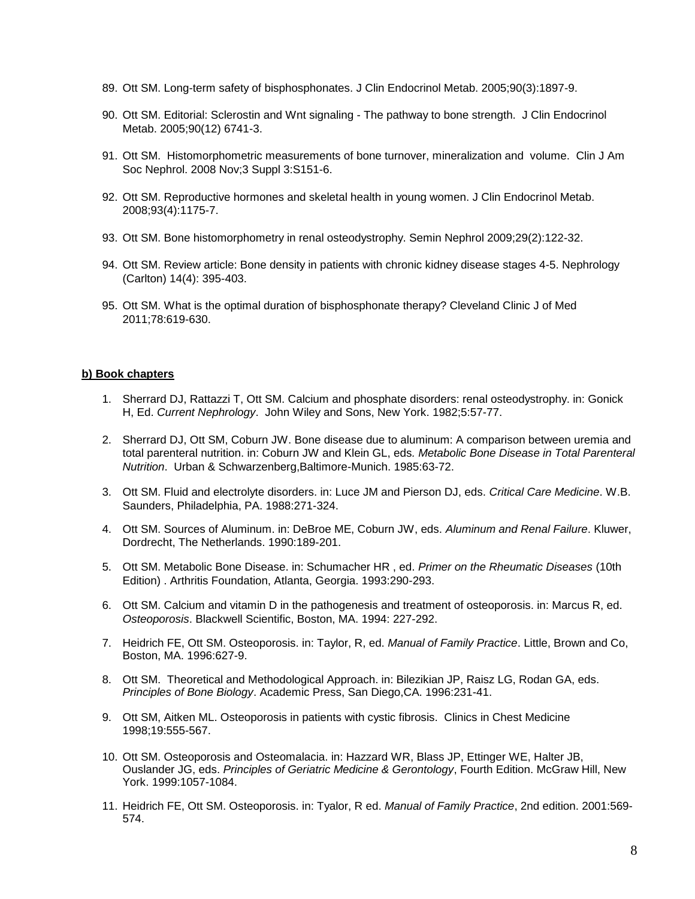89. Ott SM. Long-term safety of bisphosphonates. J Clin Endocrinol Metab. 2005;90(3):1897-9.

90. Ott SM. Editorial: Sclerostin and Wnt signaling - The pathway to bone strength. J Clin Endocrinol Metab. 2005;90(12) 6741-3.

91. Ott SM. Histomorphometric measurements of bone turnover, mineralization and volume. Clin J Am Soc Nephrol. 2008 Nov;3 Suppl 3:S151-6.

92. Ott SM. Reproductive hormones and skeletal health in young women. J Clin Endocrinol Metab. 2008;93(4):1175-7.

93. Ott SM. Bone histomorphometry in renal osteodystrophy. Semin Nephrol 2009;29(2):122-32.

94. Ott SM. Review article: Bone density in patients with chronic kidney disease stages 4-5. Nephrology (Carlton) 14(4): 395-403.

95. Ott SM. What is the optimal duration of bisphosphonate therapy? Cleveland Clinic J of Med 2011;78:619-630.

**b) Book chapters**

1. Sherrard DJ, Rattazzi T, Ott SM. Calcium and phosphate disorders: renal osteodystrophy. in: Gonick H, Ed. *Current Nephrology*. John Wiley and Sons, New York. 1982;5:57-77.

2. Sherrard DJ, Ott SM, Coburn JW. Bone disease due to aluminum: A comparison between uremia and total parenteral nutrition. in: Coburn JW and Klein GL, eds. *Metabolic Bone Disease in Total Parenteral Nutrition*. Urban & Schwarzenberg,Baltimore-Munich. 1985:63-72.

3. Ott SM. Fluid and electrolyte disorders. in: Luce JM and Pierson DJ, eds. *Critical Care Medicine*. W.B. Saunders, Philadelphia, PA. 1988:271-324.

4. Ott SM. Sources of Aluminum. in: DeBroe ME, Coburn JW, eds. *Aluminum and Renal Failure*. Kluwer, Dordrecht, The Netherlands. 1990:189-201.

5. Ott SM. Metabolic Bone Disease. in: Schumacher HR , ed. *Primer on the Rheumatic Diseases* (10th Edition) . Arthritis Foundation, Atlanta, Georgia. 1993:290-293.

6. Ott SM. Calcium and vitamin D in the pathogenesis and treatment of osteoporosis. in: Marcus R, ed. *Osteoporosis*. Blackwell Scientific, Boston, MA. 1994: 227-292.

7. Heidrich FE, Ott SM. Osteoporosis. in: Taylor, R, ed. *Manual of Family Practice*. Little, Brown and Co, Boston, MA. 1996:627-9.

8. Ott SM. Theoretical and Methodological Approach. in: Bilezikian JP, Raisz LG, Rodan GA, eds. *Principles of Bone Biology*. Academic Press, San Diego,CA. 1996:231-41.

9. Ott SM, Aitken ML. Osteoporosis in patients with cystic fibrosis. Clinics in Chest Medicine 1998;19:555-567.

10. Ott SM. Osteoporosis and Osteomalacia. in: Hazzard WR, Blass JP, Ettinger WE, Halter JB, Ouslander JG, eds. *Principles of Geriatric Medicine & Gerontology*, Fourth Edition. McGraw Hill, New York. 1999:1057-1084.

11. Heidrich FE, Ott SM. Osteoporosis. in: Tyalor, R ed. *Manual of Family Practice*, 2nd edition. 2001:569-574.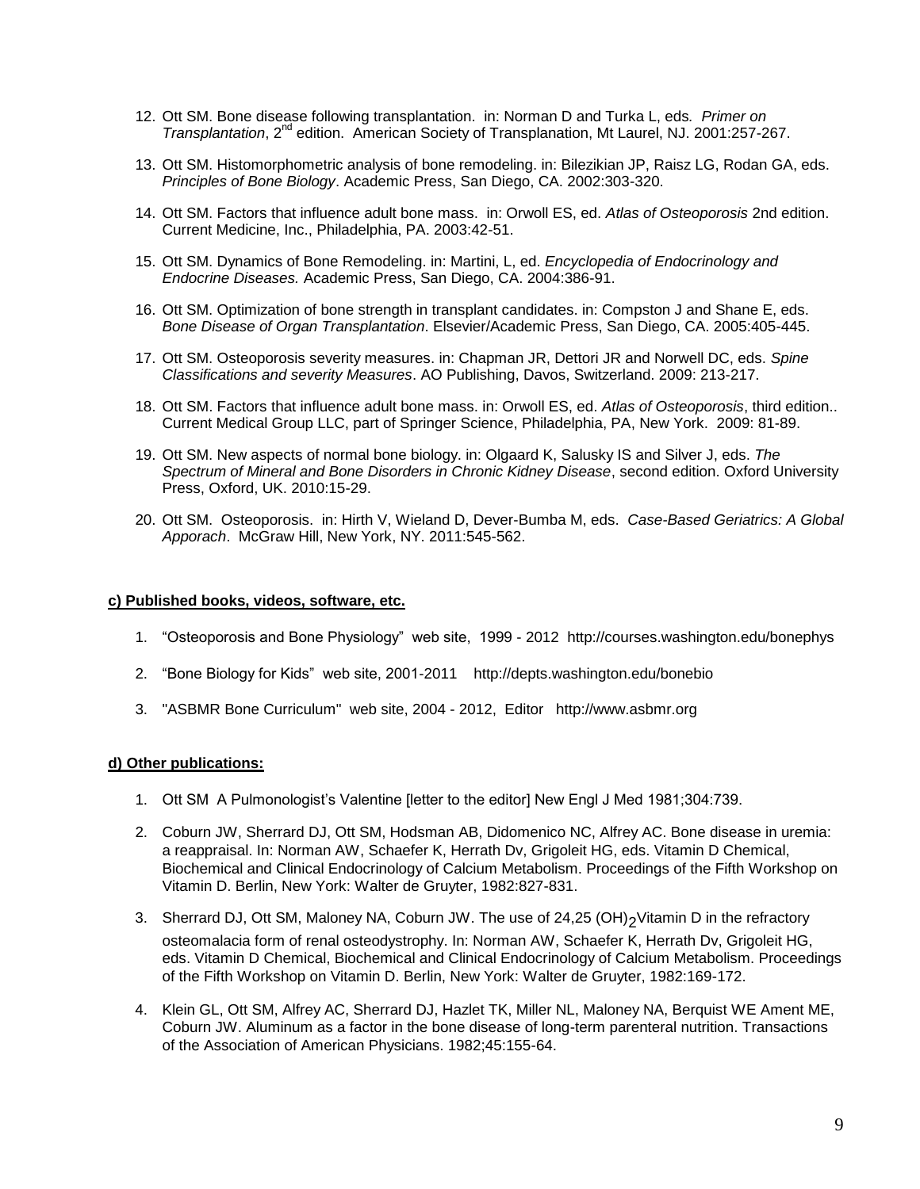12. Ott SM. Bone disease following transplantation. in: Norman D and Turka L, eds*. Primer on Transplantation*, 2nd edition. American Society of Transplanation, Mt Laurel, NJ. 2001:257-267.

13. Ott SM. Histomorphometric analysis of bone remodeling. in: Bilezikian JP, Raisz LG, Rodan GA, eds. *Principles of Bone Biology*. Academic Press, San Diego, CA. 2002:303-320.

14. Ott SM. Factors that influence adult bone mass. in: Orwoll ES, ed. *Atlas of Osteoporosis* 2nd edition. Current Medicine, Inc., Philadelphia, PA. 2003:42-51.

15. Ott SM. Dynamics of Bone Remodeling. in: Martini, L, ed. *Encyclopedia of Endocrinology and Endocrine Diseases.* Academic Press, San Diego, CA. 2004:386-91.

16. Ott SM. Optimization of bone strength in transplant candidates. in: Compston J and Shane E, eds. *Bone Disease of Organ Transplantation*. Elsevier/Academic Press, San Diego, CA. 2005:405-445.

17. Ott SM. Osteoporosis severity measures. in: Chapman JR, Dettori JR and Norwell DC, eds. *Spine Classifications and severity Measures*. AO Publishing, Davos, Switzerland. 2009: 213-217.

18. Ott SM. Factors that influence adult bone mass. in: Orwoll ES, ed. *Atlas of Osteoporosis*, third edition.. Current Medical Group LLC, part of Springer Science, Philadelphia, PA, New York. 2009: 81-89.

19. Ott SM. New aspects of normal bone biology. in: Olgaard K, Salusky IS and Silver J, eds. *The Spectrum of Mineral and Bone Disorders in Chronic Kidney Disease*, second edition. Oxford University Press, Oxford, UK. 2010:15-29.

20. Ott SM. Osteoporosis. in: Hirth V, Wieland D, Dever-Bumba M, eds. *Case-Based Geriatrics: A Global Apporach*. McGraw Hill, New York, NY. 2011:545-562.

**c) Published books, videos, software, etc.**

1. "Osteoporosis and Bone Physiology" web site, 1999 - 2012 http://courses.washington.edu/bonephys

2. "Bone Biology for Kids" web site, 2001-2011 http://depts.washington.edu/bonebio

3. "ASBMR Bone Curriculum" web site, 2004 - 2012, Editor http://www.asbmr.org

**d) Other publications:**

1. Ott SM A Pulmonologist's Valentine [letter to the editor] New Engl J Med 1981;304:739.

2. Coburn JW, Sherrard DJ, Ott SM, Hodsman AB, Didomenico NC, Alfrey AC. Bone disease in uremia: a reappraisal. In: Norman AW, Schaefer K, Herrath Dv, Grigoleit HG, eds. Vitamin D Chemical, Biochemical and Clinical Endocrinology of Calcium Metabolism. Proceedings of the Fifth Workshop on Vitamin D. Berlin, New York: Walter de Gruyter, 1982:827-831.

3. Sherrard DJ, Ott SM, Maloney NA, Coburn JW. The use of 24,25 $(OH)_2$Vitamin D in the refractory osteomalacia form of renal osteodystrophy. In: Norman AW, Schaefer K, Herrath Dv, Grigoleit HG, eds. Vitamin D Chemical, Biochemical and Clinical Endocrinology of Calcium Metabolism. Proceedings of the Fifth Workshop on Vitamin D. Berlin, New York: Walter de Gruyter, 1982:169-172.

4. Klein GL, Ott SM, Alfrey AC, Sherrard DJ, Hazlet TK, Miller NL, Maloney NA, Berquist WE Ament ME, Coburn JW. Aluminum as a factor in the bone disease of long-term parenteral nutrition. Transactions of the Association of American Physicians. 1982;45:155-64.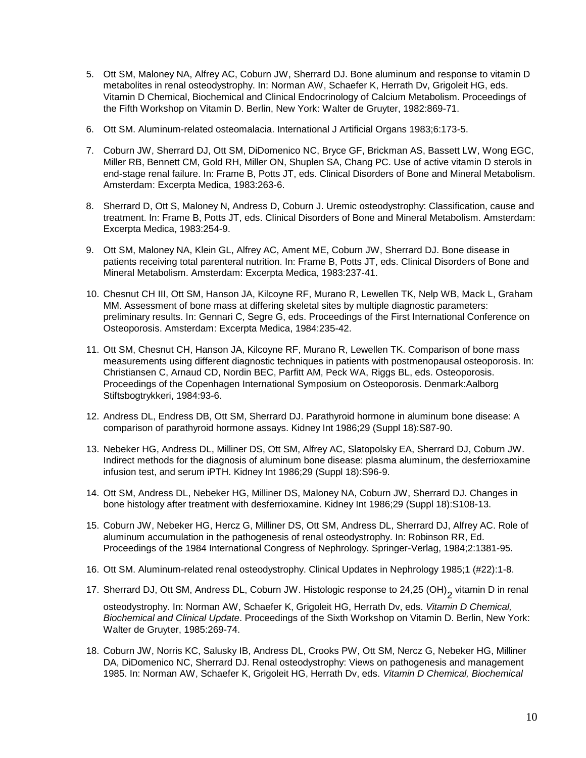5. Ott SM, Maloney NA, Alfrey AC, Coburn JW, Sherrard DJ. Bone aluminum and response to vitamin D metabolites in renal osteodystrophy. In: Norman AW, Schaefer K, Herrath Dv, Grigoleit HG, eds. Vitamin D Chemical, Biochemical and Clinical Endocrinology of Calcium Metabolism. Proceedings of the Fifth Workshop on Vitamin D. Berlin, New York: Walter de Gruyter, 1982:869-71.

6. Ott SM. Aluminum-related osteomalacia. International J Artificial Organs 1983;6:173-5.

7. Coburn JW, Sherrard DJ, Ott SM, DiDomenico NC, Bryce GF, Brickman AS, Bassett LW, Wong EGC, Miller RB, Bennett CM, Gold RH, Miller ON, Shuplen SA, Chang PC. Use of active vitamin D sterols in end-stage renal failure. In: Frame B, Potts JT, eds. Clinical Disorders of Bone and Mineral Metabolism. Amsterdam: Excerpta Medica, 1983:263-6.

8. Sherrard D, Ott S, Maloney N, Andress D, Coburn J. Uremic osteodystrophy: Classification, cause and treatment. In: Frame B, Potts JT, eds. Clinical Disorders of Bone and Mineral Metabolism. Amsterdam: Excerpta Medica, 1983:254-9.

9. Ott SM, Maloney NA, Klein GL, Alfrey AC, Ament ME, Coburn JW, Sherrard DJ. Bone disease in patients receiving total parenteral nutrition. In: Frame B, Potts JT, eds. Clinical Disorders of Bone and Mineral Metabolism. Amsterdam: Excerpta Medica, 1983:237-41.

10. Chesnut CH III, Ott SM, Hanson JA, Kilcoyne RF, Murano R, Lewellen TK, Nelp WB, Mack L, Graham MM. Assessment of bone mass at differing skeletal sites by multiple diagnostic parameters: preliminary results. In: Gennari C, Segre G, eds. Proceedings of the First International Conference on Osteoporosis. Amsterdam: Excerpta Medica, 1984:235-42.

11. Ott SM, Chesnut CH, Hanson JA, Kilcoyne RF, Murano R, Lewellen TK. Comparison of bone mass measurements using different diagnostic techniques in patients with postmenopausal osteoporosis. In: Christiansen C, Arnaud CD, Nordin BEC, Parfitt AM, Peck WA, Riggs BL, eds. Osteoporosis. Proceedings of the Copenhagen International Symposium on Osteoporosis. Denmark:Aalborg Stiftsbogtrykkeri, 1984:93-6.

12. Andress DL, Endress DB, Ott SM, Sherrard DJ. Parathyroid hormone in aluminum bone disease: A comparison of parathyroid hormone assays. Kidney Int 1986;29 (Suppl 18):S87-90.

13. Nebeker HG, Andress DL, Milliner DS, Ott SM, Alfrey AC, Slatopolsky EA, Sherrard DJ, Coburn JW. Indirect methods for the diagnosis of aluminum bone disease: plasma aluminum, the desferrioxamine infusion test, and serum iPTH. Kidney Int 1986;29 (Suppl 18):S96-9.

14. Ott SM, Andress DL, Nebeker HG, Milliner DS, Maloney NA, Coburn JW, Sherrard DJ. Changes in bone histology after treatment with desferrioxamine. Kidney Int 1986;29 (Suppl 18):S108-13.

15. Coburn JW, Nebeker HG, Hercz G, Milliner DS, Ott SM, Andress DL, Sherrard DJ, Alfrey AC. Role of aluminum accumulation in the pathogenesis of renal osteodystrophy. In: Robinson RR, Ed. Proceedings of the 1984 International Congress of Nephrology. Springer-Verlag, 1984;2:1381-95.

16. Ott SM. Aluminum-related renal osteodystrophy. Clinical Updates in Nephrology 1985;1 (#22):1-8.

17. Sherrard DJ, Ott SM, Andress DL, Coburn JW. Histologic response to 24,25 $(OH)_2$ vitamin D in renal osteodystrophy. In: Norman AW, Schaefer K, Grigoleit HG, Herrath Dv, eds. *Vitamin D Chemical, Biochemical and Clinical Update*. Proceedings of the Sixth Workshop on Vitamin D. Berlin, New York: Walter de Gruyter, 1985:269-74.

18. Coburn JW, Norris KC, Salusky IB, Andress DL, Crooks PW, Ott SM, Nercz G, Nebeker HG, Milliner DA, DiDomenico NC, Sherrard DJ. Renal osteodystrophy: Views on pathogenesis and management 1985. In: Norman AW, Schaefer K, Grigoleit HG, Herrath Dv, eds. *Vitamin D Chemical, Biochemical*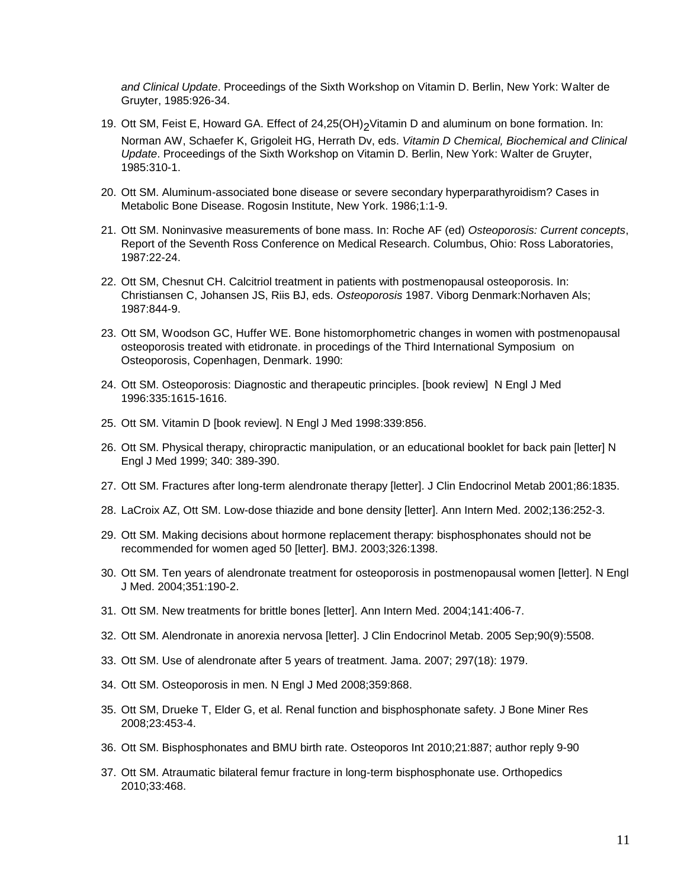*and Clinical Update*. Proceedings of the Sixth Workshop on Vitamin D. Berlin, New York: Walter de Gruyter, 1985:926-34.

19. Ott SM, Feist E, Howard GA. Effect of 24,25(OH)$_2$Vitamin D and aluminum on bone formation. In: Norman AW, Schaefer K, Grigoleit HG, Herrath Dv, eds. *Vitamin D Chemical, Biochemical and Clinical Update*. Proceedings of the Sixth Workshop on Vitamin D. Berlin, New York: Walter de Gruyter, 1985:310-1.

20. Ott SM. Aluminum-associated bone disease or severe secondary hyperparathyroidism? Cases in Metabolic Bone Disease. Rogosin Institute, New York. 1986;1:1-9.

21. Ott SM. Noninvasive measurements of bone mass. In: Roche AF (ed) *Osteoporosis: Current concepts*, Report of the Seventh Ross Conference on Medical Research. Columbus, Ohio: Ross Laboratories, 1987:22-24.

22. Ott SM, Chesnut CH. Calcitriol treatment in patients with postmenopausal osteoporosis. In: Christiansen C, Johansen JS, Riis BJ, eds. *Osteoporosis* 1987. Viborg Denmark:Norhaven Als; 1987:844-9.

23. Ott SM, Woodson GC, Huffer WE. Bone histomorphometric changes in women with postmenopausal osteoporosis treated with etidronate. in procedings of the Third International Symposium on Osteoporosis, Copenhagen, Denmark. 1990:

24. Ott SM. Osteoporosis: Diagnostic and therapeutic principles. [book review] N Engl J Med 1996:335:1615-1616.

25. Ott SM. Vitamin D [book review]. N Engl J Med 1998:339:856.

26. Ott SM. Physical therapy, chiropractic manipulation, or an educational booklet for back pain [letter] N Engl J Med 1999; 340: 389-390.

27. Ott SM. Fractures after long-term alendronate therapy [letter]. J Clin Endocrinol Metab 2001;86:1835.

28. LaCroix AZ, Ott SM. Low-dose thiazide and bone density [letter]. Ann Intern Med. 2002;136:252-3.

29. Ott SM. Making decisions about hormone replacement therapy: bisphosphonates should not be recommended for women aged 50 [letter]. BMJ. 2003;326:1398.

30. Ott SM. Ten years of alendronate treatment for osteoporosis in postmenopausal women [letter]. N Engl J Med. 2004;351:190-2.

31. Ott SM. New treatments for brittle bones [letter]. Ann Intern Med. 2004;141:406-7.

32. Ott SM. Alendronate in anorexia nervosa [letter]. J Clin Endocrinol Metab. 2005 Sep;90(9):5508.

33. Ott SM. Use of alendronate after 5 years of treatment. Jama. 2007; 297(18): 1979.

34. Ott SM. Osteoporosis in men. N Engl J Med 2008;359:868.

35. Ott SM, Drueke T, Elder G, et al. Renal function and bisphosphonate safety. J Bone Miner Res 2008;23:453-4.

36. Ott SM. Bisphosphonates and BMU birth rate. Osteoporos Int 2010;21:887; author reply 9-90

37. Ott SM. Atraumatic bilateral femur fracture in long-term bisphosphonate use. Orthopedics 2010;33:468.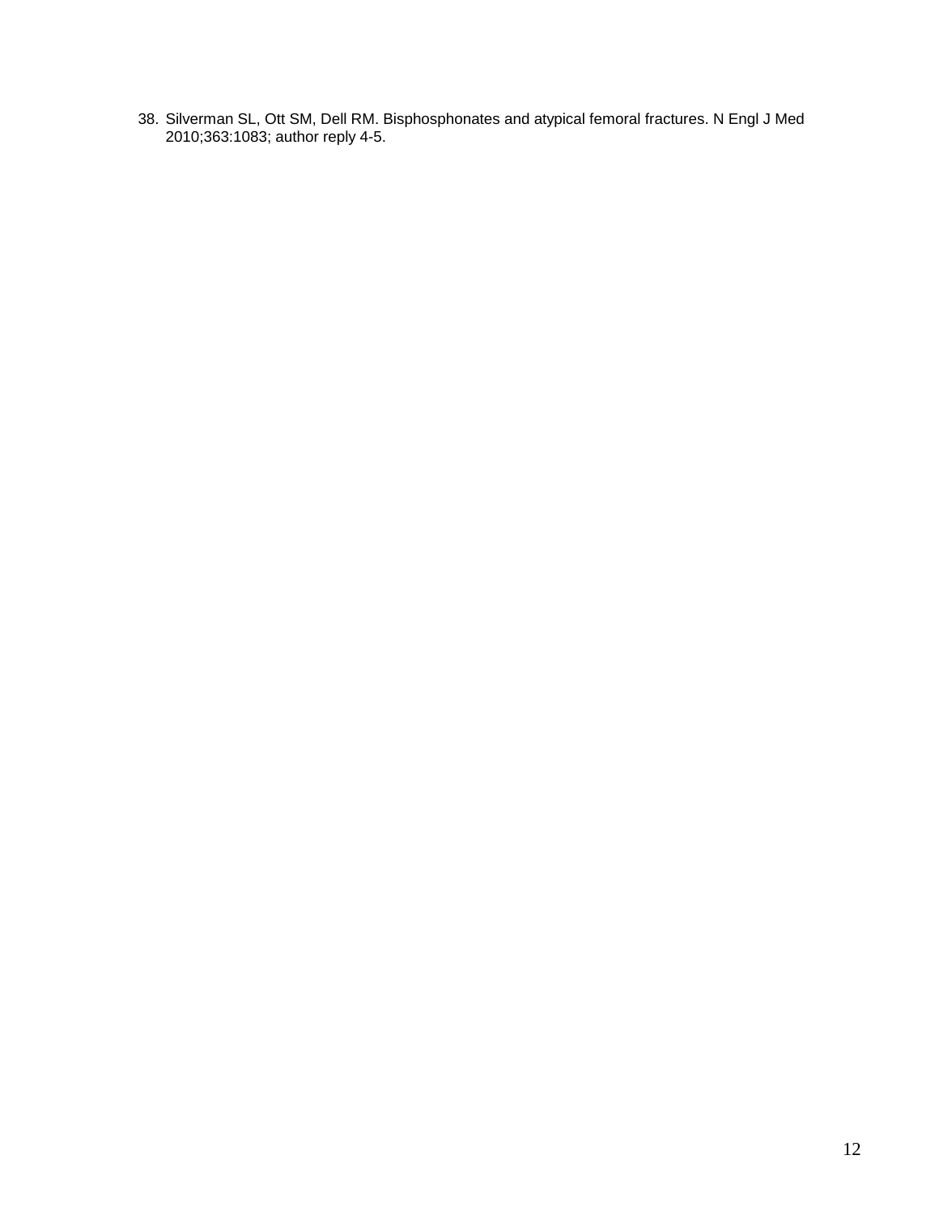38. Silverman SL, Ott SM, Dell RM. Bisphosphonates and atypical femoral fractures. N Engl J Med 2010;363:1083; author reply 4-5.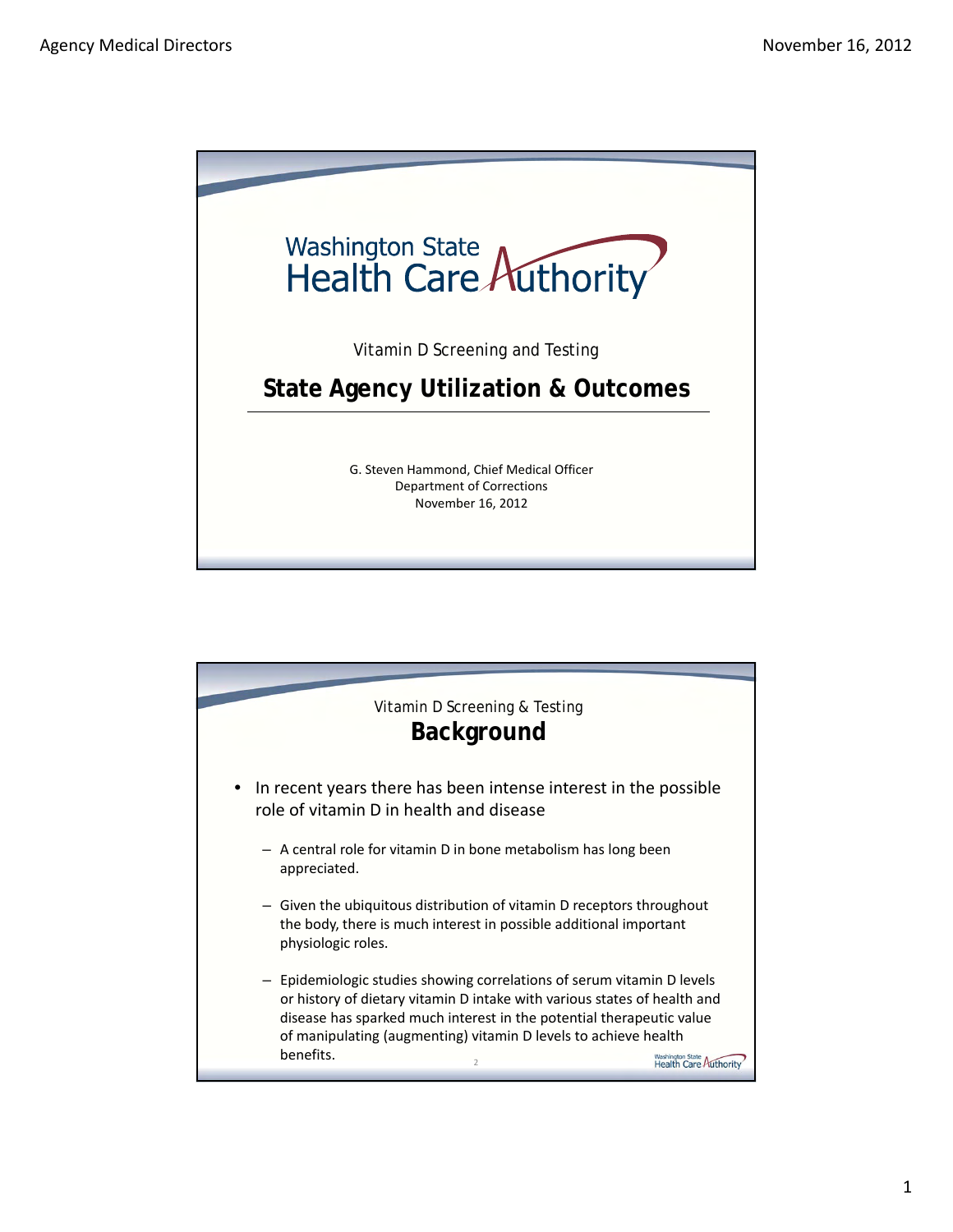Washington State Health Care Authority

Vitamin D Screening and Testing

# State Agency Utilization & Outcomes

G. Steven Hammond, Chief Medical Officer
Department of Corrections
November 16, 2012

---

Vitamin D Screening & Testing

## Background

- In recent years there has been intense interest in the possible role of vitamin D in health and disease
  - A central role for vitamin D in bone metabolism has long been appreciated.
  - Given the ubiquitous distribution of vitamin D receptors throughout the body, there is much interest in possible additional important physiologic roles.
  - Epidemiologic studies showing correlations of serum vitamin D levels or history of dietary vitamin D intake with various states of health and disease has sparked much interest in the potential therapeutic value of manipulating (augmenting) vitamin D levels to achieve health benefits.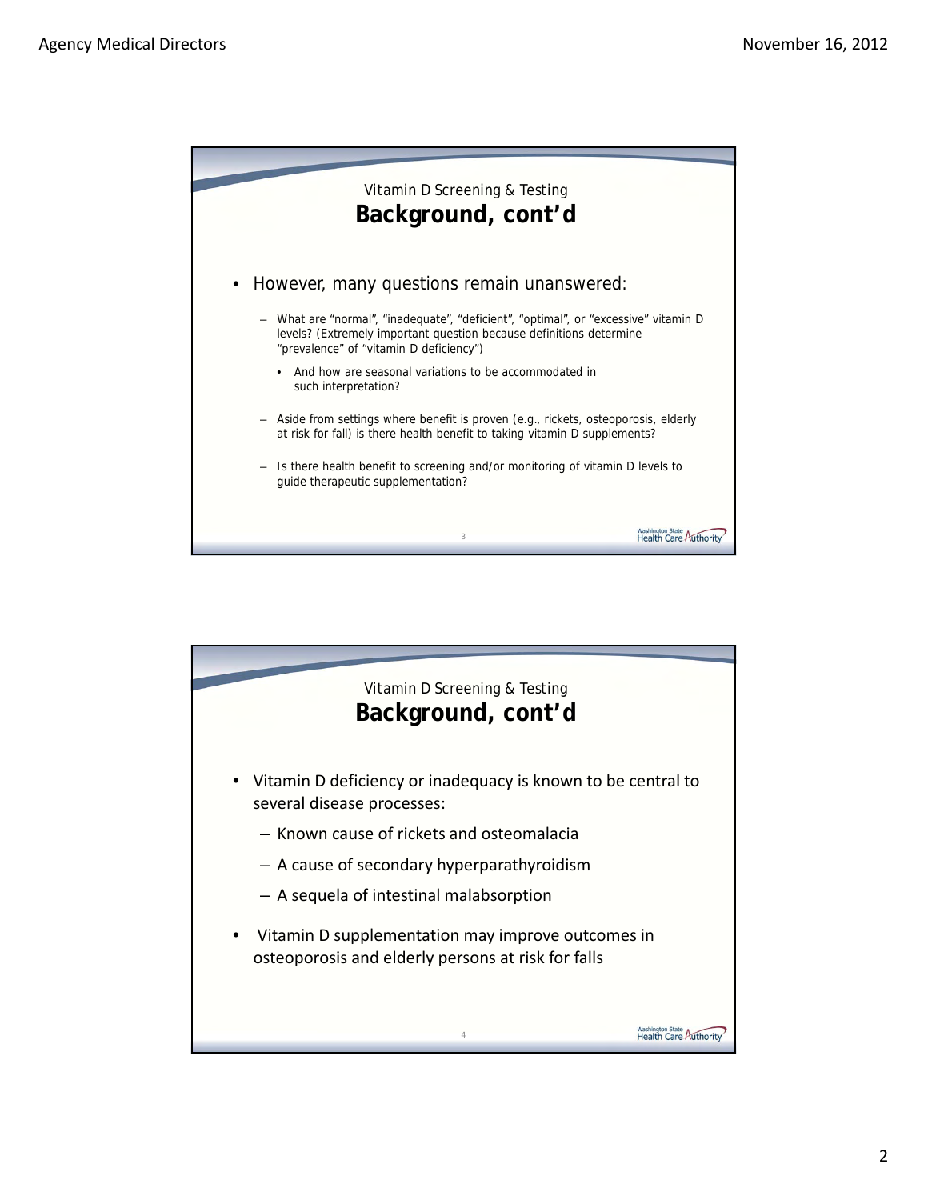## Vitamin D Screening & Testing
### Background, cont'd

- However, many questions remain unanswered:
  - What are "normal", "inadequate", "deficient", "optimal", or "excessive" vitamin D levels? (Extremely important question because definitions determine "prevalence" of "vitamin D deficiency")
    - And how are seasonal variations to be accommodated in such interpretation?
  - Aside from settings where benefit is proven (e.g., rickets, osteoporosis, elderly at risk for fall) is there health benefit to taking vitamin D supplements?
  - Is there health benefit to screening and/or monitoring of vitamin D levels to guide therapeutic supplementation?

## Vitamin D Screening & Testing
### Background, cont'd

- Vitamin D deficiency or inadequacy is known to be central to several disease processes:
  - Known cause of rickets and osteomalacia
  - A cause of secondary hyperparathyroidism
  - A sequela of intestinal malabsorption
- Vitamin D supplementation may improve outcomes in osteoporosis and elderly persons at risk for falls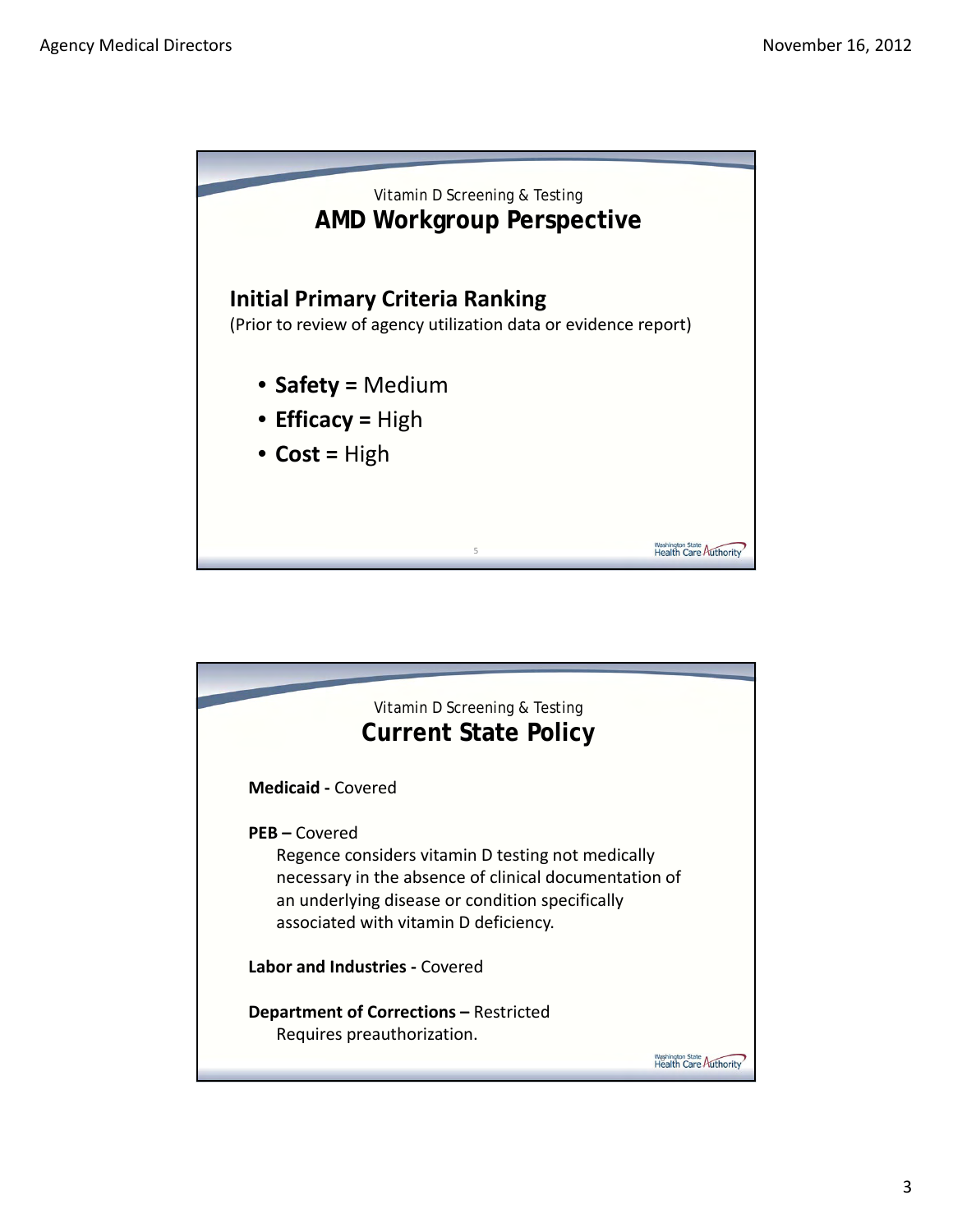Vitamin D Screening & Testing

## AMD Workgroup Perspective

### Initial Primary Criteria Ranking

(Prior to review of agency utilization data or evidence report)

- **Safety =** Medium
- **Efficacy =** High
- **Cost =** High

Vitamin D Screening & Testing

## Current State Policy

**Medicaid -** Covered

**PEB –** Covered
Regence considers vitamin D testing not medically necessary in the absence of clinical documentation of an underlying disease or condition specifically associated with vitamin D deficiency.

**Labor and Industries -** Covered

**Department of Corrections –** Restricted
Requires preauthorization.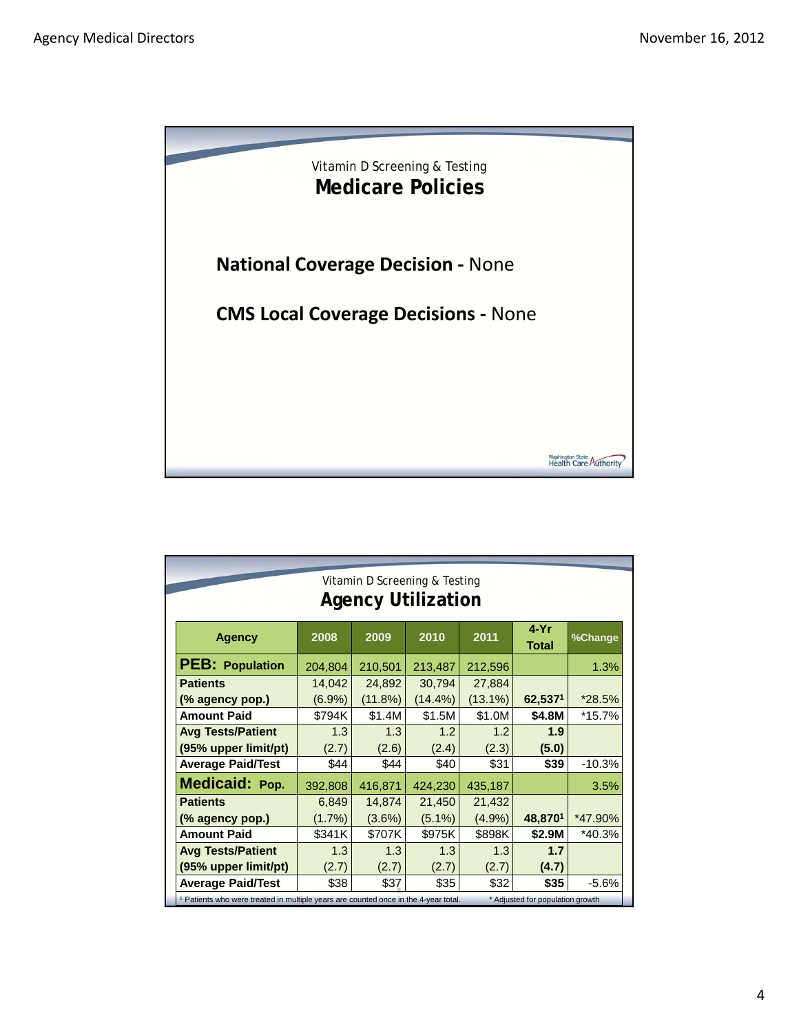Vitamin D Screening & Testing

## Medicare Policies

**National Coverage Decision -** None

**CMS Local Coverage Decisions -** None

Vitamin D Screening & Testing

## Agency Utilization

| Agency | 2008 | 2009 | 2010 | 2011 | 4-Yr Total | %Change |
|---|---|---|---|---|---|---|
| **PEB: Population** | 204,804 | 210,501 | 213,487 | 212,596 | | 1.3% |
| **Patients (% agency pop.)** | 14,042 (6.9%) | 24,892 (11.8%) | 30,794 (14.4%) | 27,884 (13.1%) | **62,537[1]** | *28.5% |
| **Amount Paid** | $794K | $1.4M | $1.5M | $1.0M | **$4.8M** | *15.7% |
| **Avg Tests/Patient (95% upper limit/pt)** | 1.3 (2.7) | 1.3 (2.6) | 1.2 (2.4) | 1.2 (2.3) | **1.9 (5.0)** | |
| **Average Paid/Test** | $44 | $44 | $40 | $31 | **$39** | -10.3% |
| **Medicaid: Pop.** | 392,808 | 416,871 | 424,230 | 435,187 | | 3.5% |
| **Patients (% agency pop.)** | 6,849 (1.7%) | 14,874 (3.6%) | 21,450 (5.1%) | 21,432 (4.9%) | **48,870[1]** | *47.90% |
| **Amount Paid** | $341K | $707K | $975K | $898K | **$2.9M** | *40.3% |
| **Avg Tests/Patient (95% upper limit/pt)** | 1.3 (2.7) | 1.3 (2.7) | 1.3 (2.7) | 1.3 (2.7) | **1.7 (4.7)** | |
| **Average Paid/Test** | $38 | $37 | $35 | $32 | **$35** | -5.6% |

[1] Patients who were treated in multiple years are counted once in the 4-year total. * Adjusted for population growth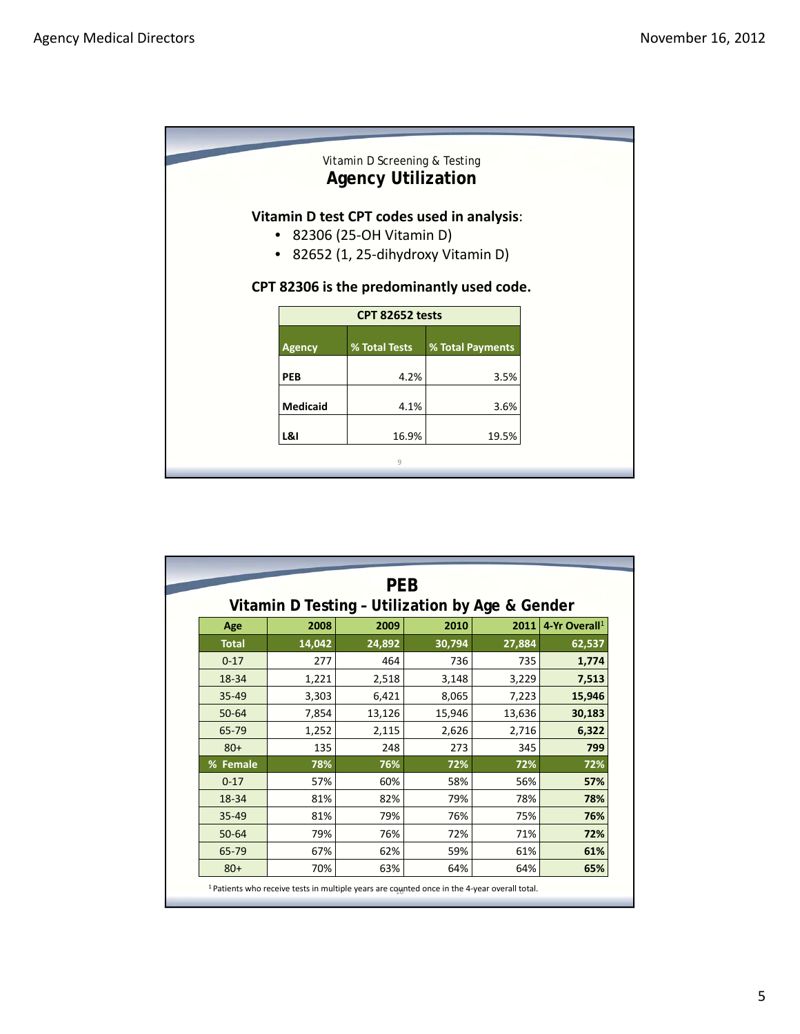Vitamin D Screening & Testing

## Agency Utilization

**Vitamin D test CPT codes used in analysis**:

- 82306 (25-OH Vitamin D)
- 82652 (1, 25-dihydroxy Vitamin D)

**CPT 82306 is the predominantly used code.**

| CPT 82652 tests | | |
|---|---|---|
| **Agency** | **% Total Tests** | **% Total Payments** |
| **PEB** | 4.2% | 3.5% |
| **Medicaid** | 4.1% | 3.6% |
| **L&I** | 16.9% | 19.5% |

## PEB

### Vitamin D Testing - Utilization by Age & Gender

| Age | 2008 | 2009 | 2010 | 2011 | 4-Yr Overall[1] |
|---|---|---|---|---|---|
| **Total** | **14,042** | **24,892** | **30,794** | **27,884** | **62,537** |
| 0-17 | 277 | 464 | 736 | 735 | **1,774** |
| 18-34 | 1,221 | 2,518 | 3,148 | 3,229 | **7,513** |
| 35-49 | 3,303 | 6,421 | 8,065 | 7,223 | **15,946** |
| 50-64 | 7,854 | 13,126 | 15,946 | 13,636 | **30,183** |
| 65-79 | 1,252 | 2,115 | 2,626 | 2,716 | **6,322** |
| 80+ | 135 | 248 | 273 | 345 | **799** |
| **% Female** | **78%** | **76%** | **72%** | **72%** | **72%** |
| 0-17 | 57% | 60% | 58% | 56% | **57%** |
| 18-34 | 81% | 82% | 79% | 78% | **78%** |
| 35-49 | 81% | 79% | 76% | 75% | **76%** |
| 50-64 | 79% | 76% | 72% | 71% | **72%** |
| 65-79 | 67% | 62% | 59% | 61% | **61%** |
| 80+ | 70% | 63% | 64% | 64% | **65%** |

[1] Patients who receive tests in multiple years are counted once in the 4-year overall total.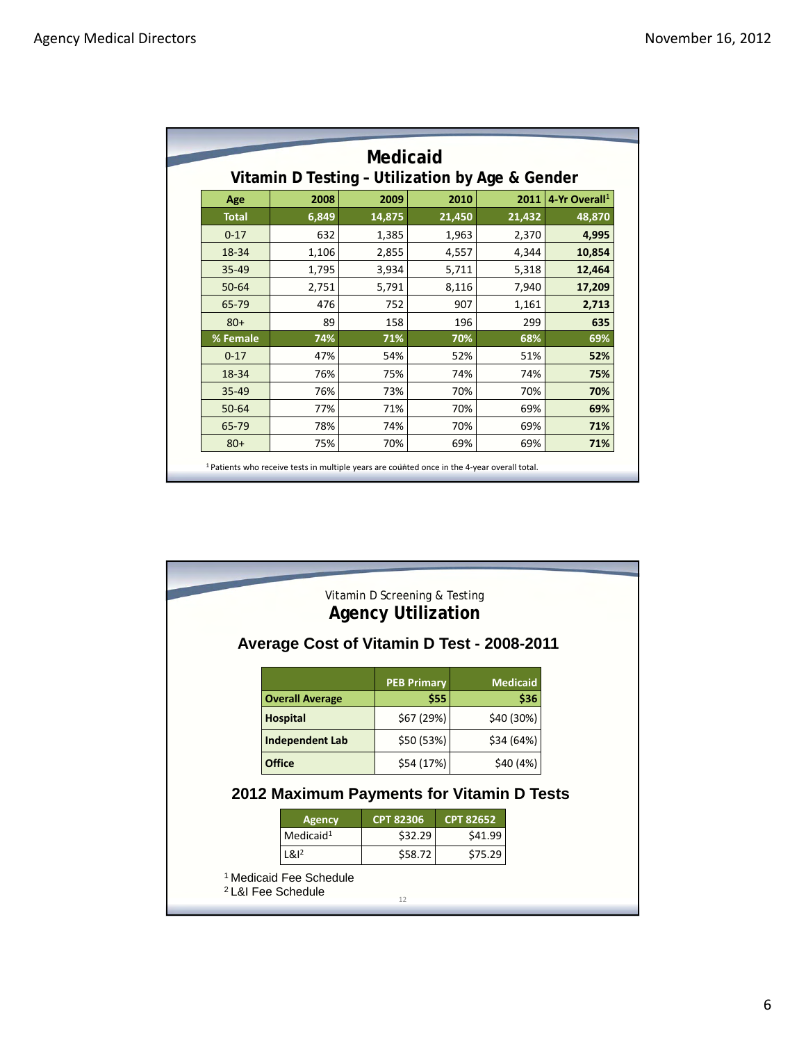## Medicaid

### Vitamin D Testing – Utilization by Age & Gender

| Age | 2008 | 2009 | 2010 | 2011 | 4-Yr Overall[1] |
|---|---|---|---|---|---|
| **Total** | **6,849** | **14,875** | **21,450** | **21,432** | **48,870** |
| 0-17 | 632 | 1,385 | 1,963 | 2,370 | **4,995** |
| 18-34 | 1,106 | 2,855 | 4,557 | 4,344 | **10,854** |
| 35-49 | 1,795 | 3,934 | 5,711 | 5,318 | **12,464** |
| 50-64 | 2,751 | 5,791 | 8,116 | 7,940 | **17,209** |
| 65-79 | 476 | 752 | 907 | 1,161 | **2,713** |
| 80+ | 89 | 158 | 196 | 299 | **635** |
| **% Female** | **74%** | **71%** | **70%** | **68%** | **69%** |
| 0-17 | 47% | 54% | 52% | 51% | **52%** |
| 18-34 | 76% | 75% | 74% | 74% | **75%** |
| 35-49 | 76% | 73% | 70% | 70% | **70%** |
| 50-64 | 77% | 71% | 70% | 69% | **69%** |
| 65-79 | 78% | 74% | 70% | 69% | **71%** |
| 80+ | 75% | 70% | 69% | 69% | **71%** |

[1] Patients who receive tests in multiple years are counted once in the 4-year overall total.

Vitamin D Screening & Testing

## Agency Utilization

### Average Cost of Vitamin D Test - 2008-2011

| | PEB Primary | Medicaid |
|---|---|---|
| **Overall Average** | **$55** | **$36** |
| **Hospital** | $67 (29%) | $40 (30%) |
| **Independent Lab** | $50 (53%) | $34 (64%) |
| **Office** | $54 (17%) | $40 (4%) |

### 2012 Maximum Payments for Vitamin D Tests

| Agency | CPT 82306 | CPT 82652 |
|---|---|---|
| Medicaid[1] | $32.29 | $41.99 |
| L&I[2] | $58.72 | $75.29 |

[1] Medicaid Fee Schedule
[2] L&I Fee Schedule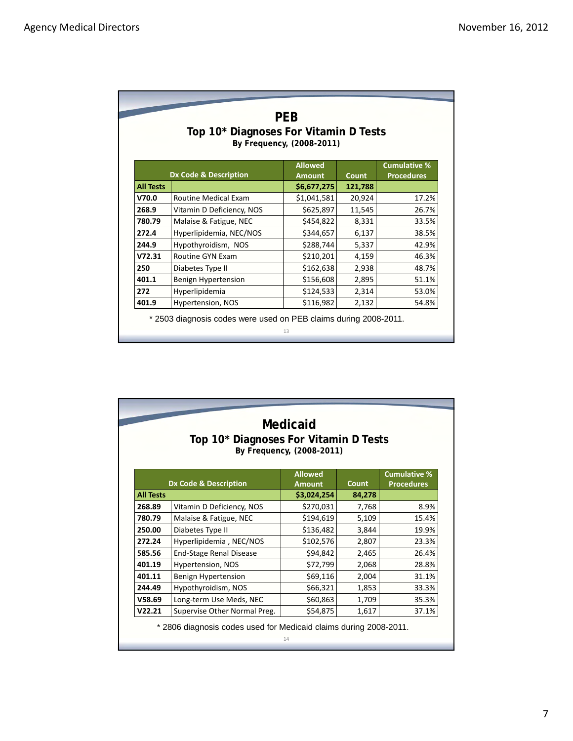## PEB

### Top 10* Diagnoses For Vitamin D Tests

**By Frequency, (2008-2011)**

| Dx Code & Description | | Allowed Amount | Count | Cumulative % Procedures |
|---|---|---|---|---|
| **All Tests** | | **$6,677,275** | **121,788** | |
| **V70.0** | Routine Medical Exam | $1,041,581 | 20,924 | 17.2% |
| **268.9** | Vitamin D Deficiency, NOS | $625,897 | 11,545 | 26.7% |
| **780.79** | Malaise & Fatigue, NEC | $454,822 | 8,331 | 33.5% |
| **272.4** | Hyperlipidemia, NEC/NOS | $344,657 | 6,137 | 38.5% |
| **244.9** | Hypothyroidism, NOS | $288,744 | 5,337 | 42.9% |
| **V72.31** | Routine GYN Exam | $210,201 | 4,159 | 46.3% |
| **250** | Diabetes Type II | $162,638 | 2,938 | 48.7% |
| **401.1** | Benign Hypertension | $156,608 | 2,895 | 51.1% |
| **272** | Hyperlipidemia | $124,533 | 2,314 | 53.0% |
| **401.9** | Hypertension, NOS | $116,982 | 2,132 | 54.8% |

* 2503 diagnosis codes were used on PEB claims during 2008-2011.

## Medicaid

### Top 10* Diagnoses For Vitamin D Tests

**By Frequency, (2008-2011)**

| Dx Code & Description | | Allowed Amount | Count | Cumulative % Procedures |
|---|---|---|---|---|
| **All Tests** | | **$3,024,254** | **84,278** | |
| **268.89** | Vitamin D Deficiency, NOS | $270,031 | 7,768 | 8.9% |
| **780.79** | Malaise & Fatigue, NEC | $194,619 | 5,109 | 15.4% |
| **250.00** | Diabetes Type II | $136,482 | 3,844 | 19.9% |
| **272.24** | Hyperlipidemia , NEC/NOS | $102,576 | 2,807 | 23.3% |
| **585.56** | End-Stage Renal Disease | $94,842 | 2,465 | 26.4% |
| **401.19** | Hypertension, NOS | $72,799 | 2,068 | 28.8% |
| **401.11** | Benign Hypertension | $69,116 | 2,004 | 31.1% |
| **244.49** | Hypothyroidism, NOS | $66,321 | 1,853 | 33.3% |
| **V58.69** | Long-term Use Meds, NEC | $60,863 | 1,709 | 35.3% |
| **V22.21** | Supervise Other Normal Preg. | $54,875 | 1,617 | 37.1% |

* 2806 diagnosis codes used for Medicaid claims during 2008-2011.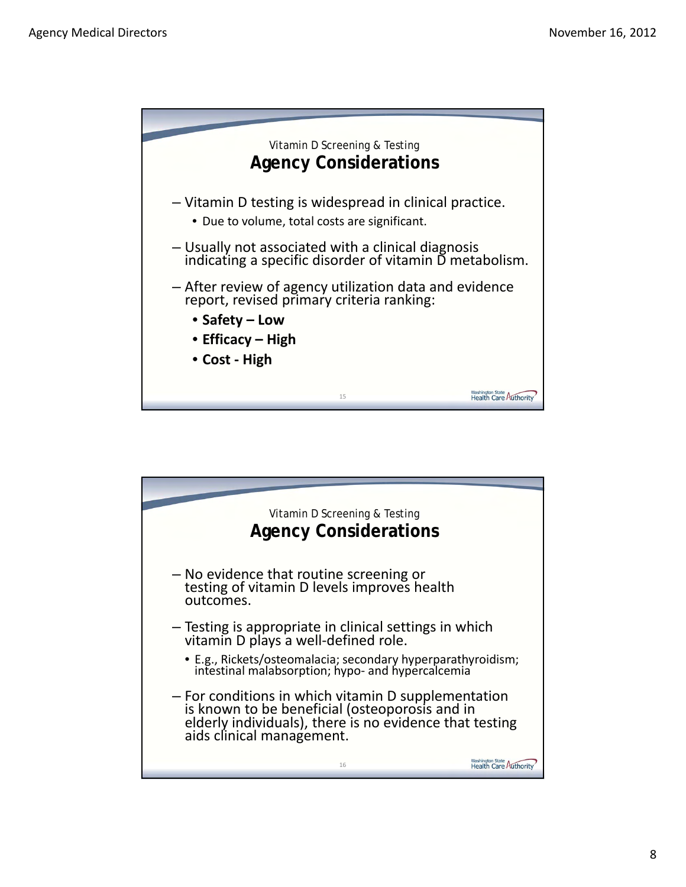Vitamin D Screening & Testing

## Agency Considerations

- Vitamin D testing is widespread in clinical practice.
  - Due to volume, total costs are significant.
- Usually not associated with a clinical diagnosis indicating a specific disorder of vitamin D metabolism.
- After review of agency utilization data and evidence report, revised primary criteria ranking:
  - **Safety – Low**
  - **Efficacy – High**
  - **Cost - High**

Vitamin D Screening & Testing

## Agency Considerations

- No evidence that routine screening or testing of vitamin D levels improves health outcomes.
- Testing is appropriate in clinical settings in which vitamin D plays a well-defined role.
  - E.g., Rickets/osteomalacia; secondary hyperparathyroidism; intestinal malabsorption; hypo- and hypercalcemia
- For conditions in which vitamin D supplementation is known to be beneficial (osteoporosis and in elderly individuals), there is no evidence that testing aids clinical management.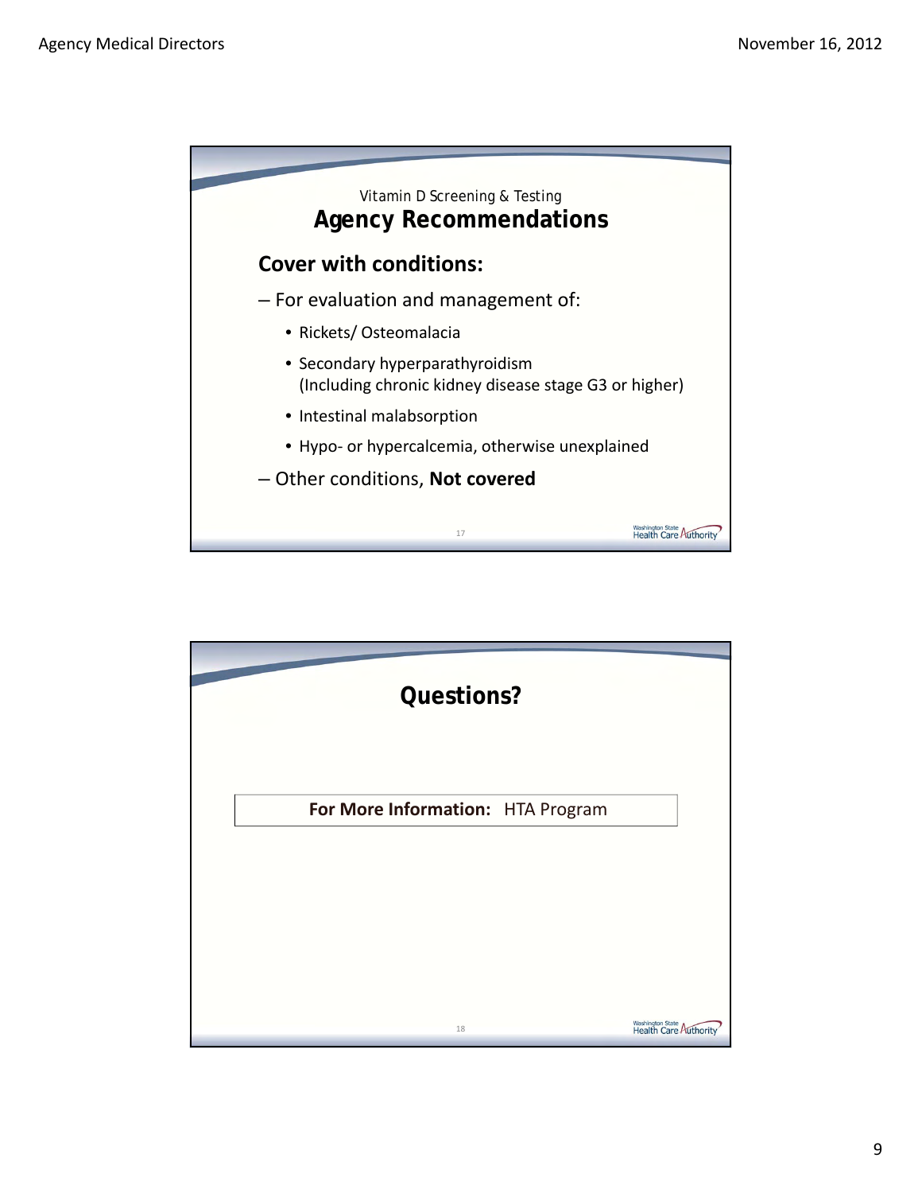Vitamin D Screening & Testing

## Agency Recommendations

### Cover with conditions:

– For evaluation and management of:

- Rickets/ Osteomalacia
- Secondary hyperparathyroidism
  (Including chronic kidney disease stage G3 or higher)
- Intestinal malabsorption
- Hypo- or hypercalcemia, otherwise unexplained

– Other conditions, **Not covered**

## Questions?

**For More Information:** HTA Program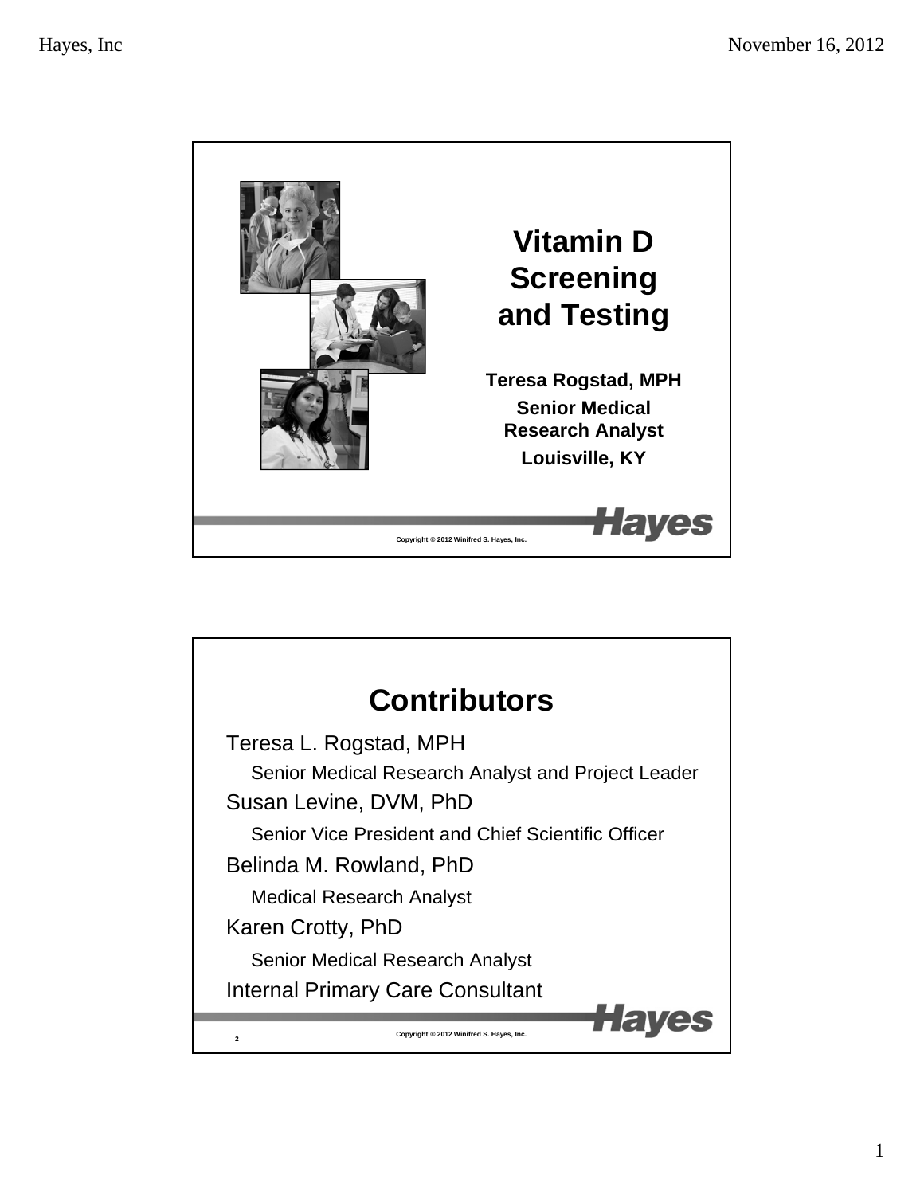# Vitamin D Screening and Testing

**Teresa Rogstad, MPH**

**Senior Medical Research Analyst**

**Louisville, KY**

Copyright © 2012 Winifred S. Hayes, Inc.

## Contributors

Teresa L. Rogstad, MPH

- Senior Medical Research Analyst and Project Leader

Susan Levine, DVM, PhD

- Senior Vice President and Chief Scientific Officer

Belinda M. Rowland, PhD

- Medical Research Analyst

Karen Crotty, PhD

- Senior Medical Research Analyst

Internal Primary Care Consultant

Copyright © 2012 Winifred S. Hayes, Inc.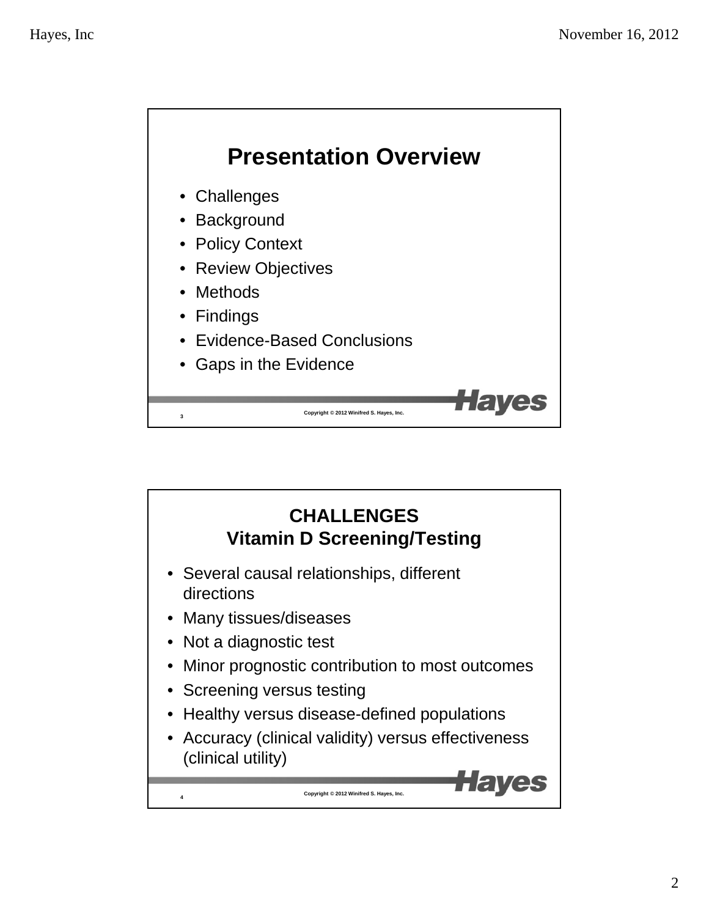## Presentation Overview

- Challenges
- Background
- Policy Context
- Review Objectives
- Methods
- Findings
- Evidence-Based Conclusions
- Gaps in the Evidence

Copyright © 2012 Winifred S. Hayes, Inc.

## CHALLENGES
## Vitamin D Screening/Testing

- Several causal relationships, different directions
- Many tissues/diseases
- Not a diagnostic test
- Minor prognostic contribution to most outcomes
- Screening versus testing
- Healthy versus disease-defined populations
- Accuracy (clinical validity) versus effectiveness (clinical utility)

Copyright © 2012 Winifred S. Hayes, Inc.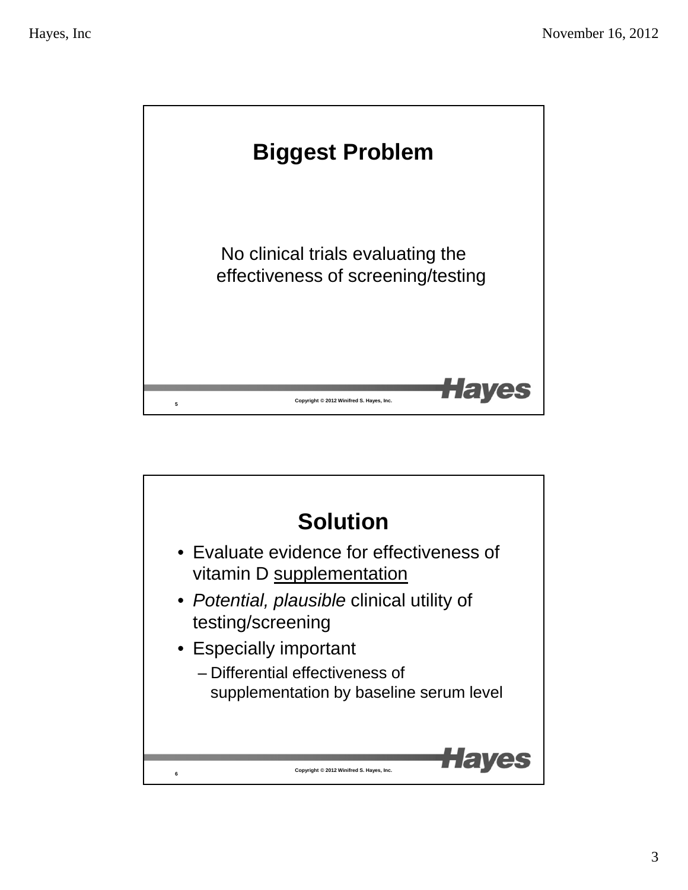## Biggest Problem

No clinical trials evaluating the effectiveness of screening/testing

Copyright © 2012 Winifred S. Hayes, Inc.

## Solution

- Evaluate evidence for effectiveness of vitamin D supplementation
- *Potential, plausible* clinical utility of testing/screening
- Especially important
  - Differential effectiveness of supplementation by baseline serum level

Copyright © 2012 Winifred S. Hayes, Inc.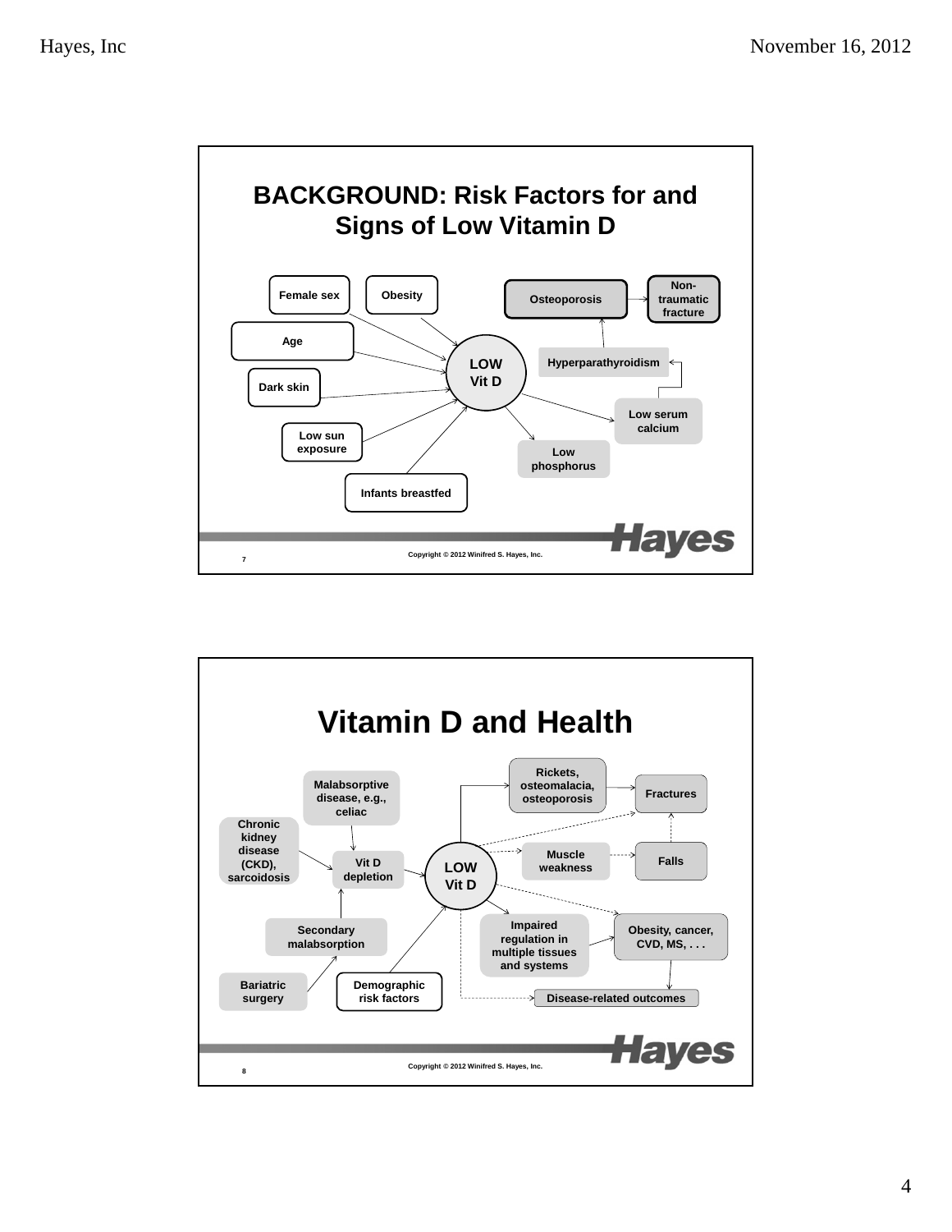## BACKGROUND: Risk Factors for and Signs of Low Vitamin D

Female sex

Obesity

Age

Dark skin

Low sun exposure

Infants breastfed

LOW Vit D

Osteoporosis

Non-traumatic fracture

Hyperparathyroidism

Low serum calcium

Low phosphorus

Copyright © 2012 Winifred S. Hayes, Inc.

## Vitamin D and Health

Malabsorptive disease, e.g., celiac

Chronic kidney disease (CKD), sarcoidosis

Vit D depletion

Secondary malabsorption

Bariatric surgery

Demographic risk factors

LOW Vit D

Rickets, osteomalacia, osteoporosis

Fractures

Muscle weakness

Falls

Impaired regulation in multiple tissues and systems

Obesity, cancer, CVD, MS, . . .

Disease-related outcomes

Copyright © 2012 Winifred S. Hayes, Inc.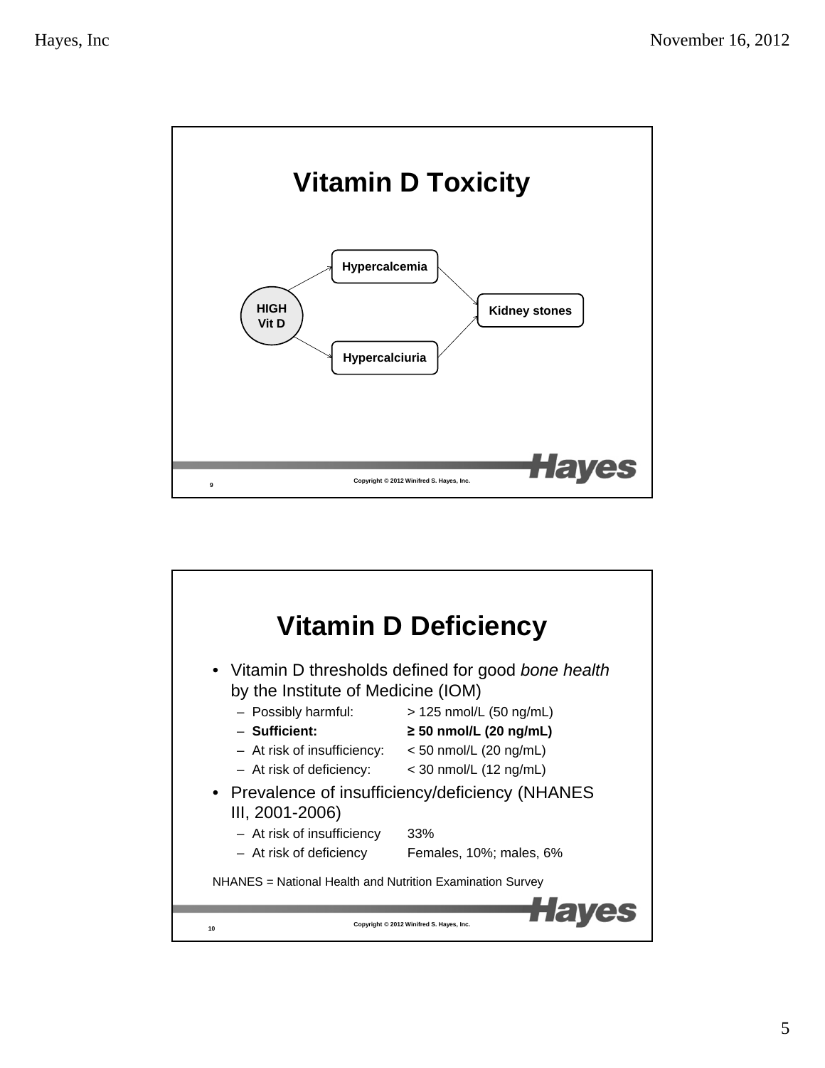## Vitamin D Toxicity

HIGH Vit D → Hypercalcemia → Kidney stones

HIGH Vit D → Hypercalciuria → Kidney stones

Copyright © 2012 Winifred S. Hayes, Inc.

## Vitamin D Deficiency

- Vitamin D thresholds defined for good *bone health* by the Institute of Medicine (IOM)
  - Possibly harmful: > 125 nmol/L (50 ng/mL)
  - **Sufficient: ≥ 50 nmol/L (20 ng/mL)**
  - At risk of insufficiency: < 50 nmol/L (20 ng/mL)
  - At risk of deficiency: < 30 nmol/L (12 ng/mL)
- Prevalence of insufficiency/deficiency (NHANES III, 2001-2006)
  - At risk of insufficiency 33%
  - At risk of deficiency Females, 10%; males, 6%

NHANES = National Health and Nutrition Examination Survey

Copyright © 2012 Winifred S. Hayes, Inc.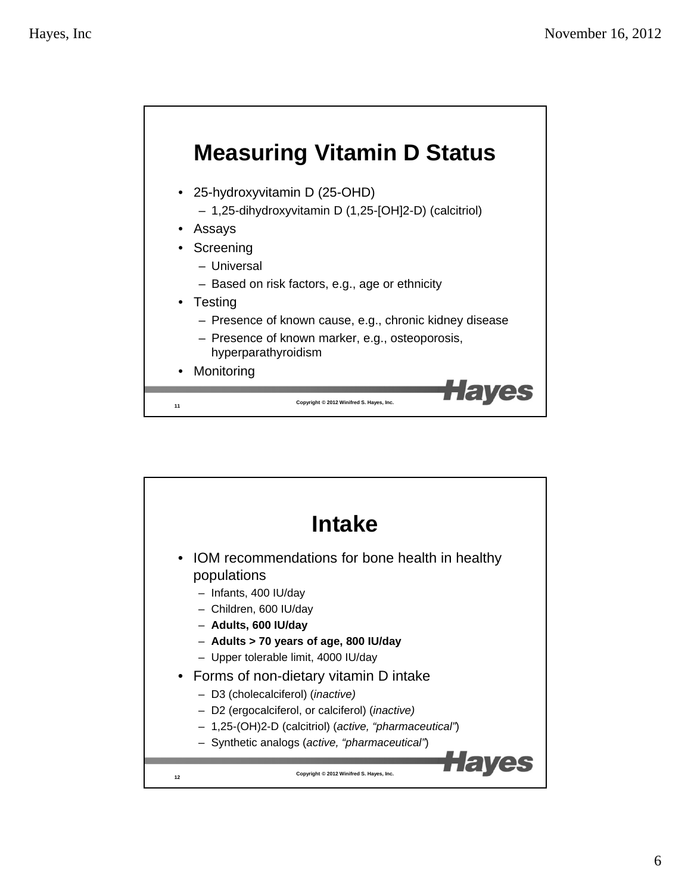# Measuring Vitamin D Status

- 25-hydroxyvitamin D (25-OHD)
  - 1,25-dihydroxyvitamin D (1,25-[OH]2-D) (calcitriol)
- Assays
- Screening
  - Universal
  - Based on risk factors, e.g., age or ethnicity
- Testing
  - Presence of known cause, e.g., chronic kidney disease
  - Presence of known marker, e.g., osteoporosis, hyperparathyroidism
- Monitoring

Copyright © 2012 Winifred S. Hayes, Inc.

# Intake

- IOM recommendations for bone health in healthy populations
  - Infants, 400 IU/day
  - Children, 600 IU/day
  - **Adults, 600 IU/day**
  - **Adults > 70 years of age, 800 IU/day**
  - Upper tolerable limit, 4000 IU/day
- Forms of non-dietary vitamin D intake
  - D3 (cholecalciferol) (*inactive)*
  - D2 (ergocalciferol, or calciferol) (*inactive)*
  - 1,25-(OH)2-D (calcitriol) (*active, "pharmaceutical"*)
  - Synthetic analogs (*active, "pharmaceutical"*)

Copyright © 2012 Winifred S. Hayes, Inc.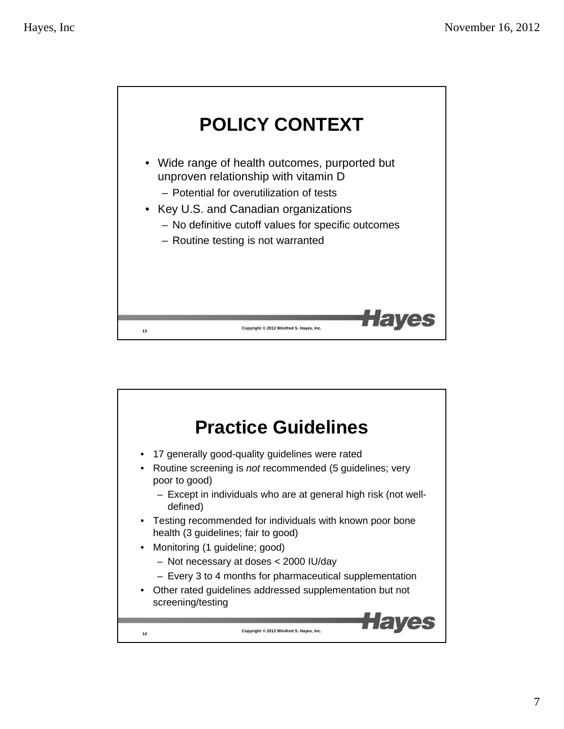## POLICY CONTEXT

- Wide range of health outcomes, purported but unproven relationship with vitamin D
  - Potential for overutilization of tests
- Key U.S. and Canadian organizations
  - No definitive cutoff values for specific outcomes
  - Routine testing is not warranted

Copyright © 2012 Winifred S. Hayes, Inc.

## Practice Guidelines

- 17 generally good-quality guidelines were rated
- Routine screening is *not* recommended (5 guidelines; very poor to good)
  - Except in individuals who are at general high risk (not well-defined)
- Testing recommended for individuals with known poor bone health (3 guidelines; fair to good)
- Monitoring (1 guideline; good)
  - Not necessary at doses < 2000 IU/day
  - Every 3 to 4 months for pharmaceutical supplementation
- Other rated guidelines addressed supplementation but not screening/testing

Copyright © 2012 Winifred S. Hayes, Inc.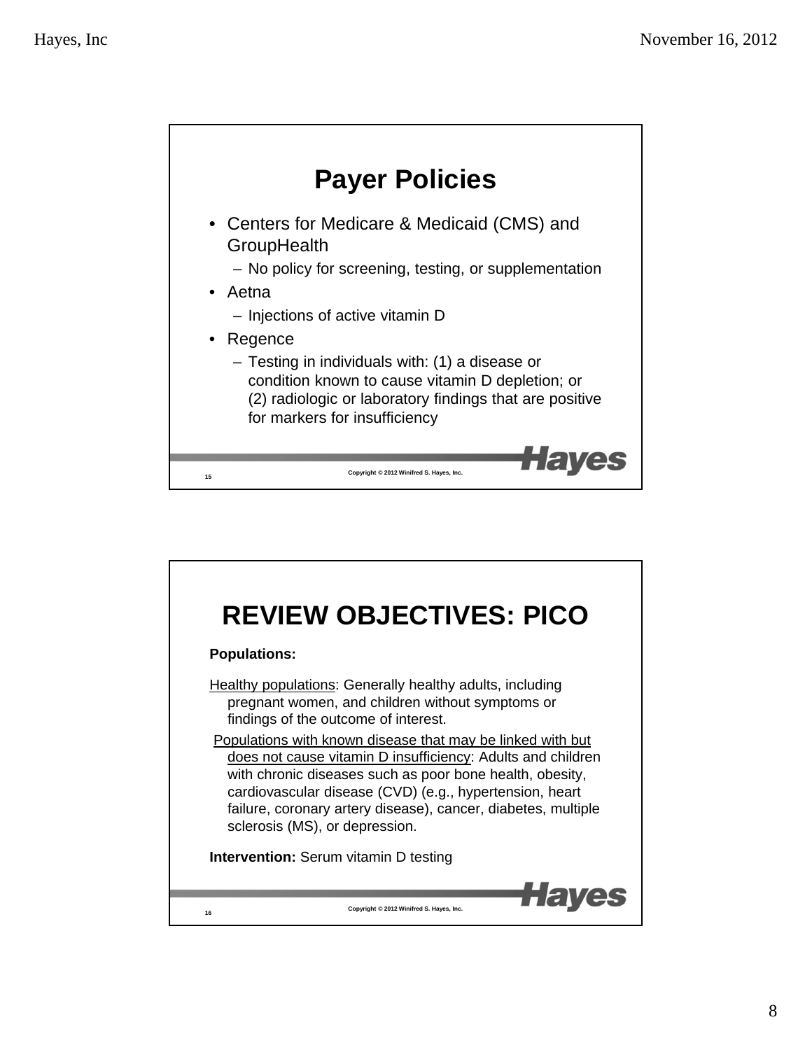## Payer Policies

- Centers for Medicare & Medicaid (CMS) and GroupHealth
  - No policy for screening, testing, or supplementation
- Aetna
  - Injections of active vitamin D
- Regence
  - Testing in individuals with: (1) a disease or condition known to cause vitamin D depletion; or (2) radiologic or laboratory findings that are positive for markers for insufficiency

Copyright © 2012 Winifred S. Hayes, Inc.

## REVIEW OBJECTIVES: PICO

**Populations:**

Healthy populations: Generally healthy adults, including pregnant women, and children without symptoms or findings of the outcome of interest.

Populations with known disease that may be linked with but does not cause vitamin D insufficiency: Adults and children with chronic diseases such as poor bone health, obesity, cardiovascular disease (CVD) (e.g., hypertension, heart failure, coronary artery disease), cancer, diabetes, multiple sclerosis (MS), or depression.

**Intervention:** Serum vitamin D testing

Copyright © 2012 Winifred S. Hayes, Inc.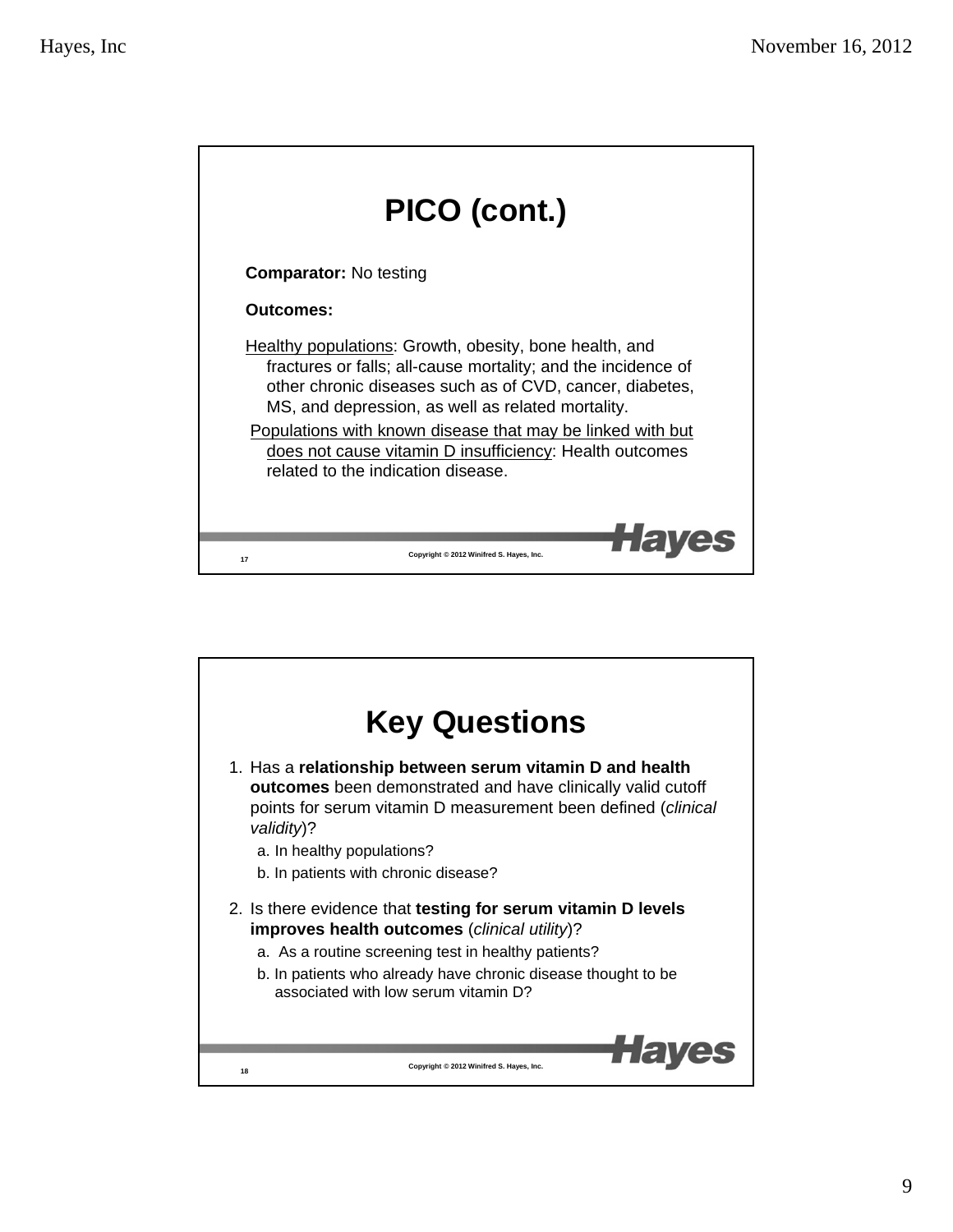## PICO (cont.)

**Comparator:** No testing

**Outcomes:**

Healthy populations: Growth, obesity, bone health, and fractures or falls; all-cause mortality; and the incidence of other chronic diseases such as of CVD, cancer, diabetes, MS, and depression, as well as related mortality.

Populations with known disease that may be linked with but does not cause vitamin D insufficiency: Health outcomes related to the indication disease.

Copyright © 2012 Winifred S. Hayes, Inc.

## Key Questions

1. Has a **relationship between serum vitamin D and health outcomes** been demonstrated and have clinically valid cutoff points for serum vitamin D measurement been defined (*clinical validity*)?
   a. In healthy populations?
   b. In patients with chronic disease?
2. Is there evidence that **testing for serum vitamin D levels improves health outcomes** (*clinical utility*)?
   a. As a routine screening test in healthy patients?
   b. In patients who already have chronic disease thought to be associated with low serum vitamin D?

Copyright © 2012 Winifred S. Hayes, Inc.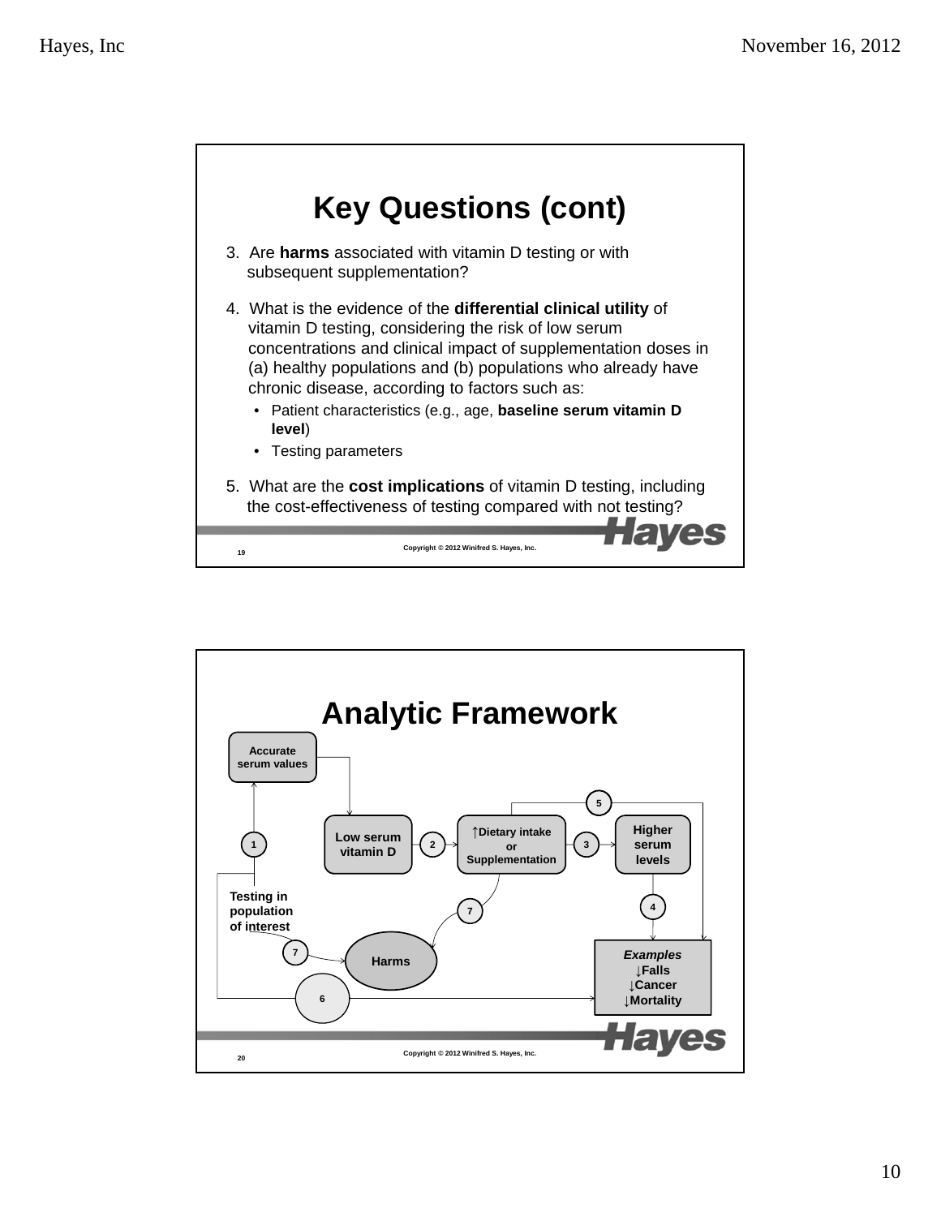## Key Questions (cont)

3. Are **harms** associated with vitamin D testing or with subsequent supplementation?

4. What is the evidence of the **differential clinical utility** of vitamin D testing, considering the risk of low serum concentrations and clinical impact of supplementation doses in (a) healthy populations and (b) populations who already have chronic disease, according to factors such as:
   - Patient characteristics (e.g., age, **baseline serum vitamin D level**)
   - Testing parameters

5. What are the **cost implications** of vitamin D testing, including the cost-effectiveness of testing compared with not testing?

Copyright © 2012 Winifred S. Hayes, Inc.

## Analytic Framework

Accurate serum values

Low serum vitamin D

↑Dietary intake or Supplementation

Higher serum levels

Testing in population of interest

Harms

*Examples*
↓Falls
↓Cancer
↓Mortality

1 2 3 4 5 6 7 7

Copyright © 2012 Winifred S. Hayes, Inc.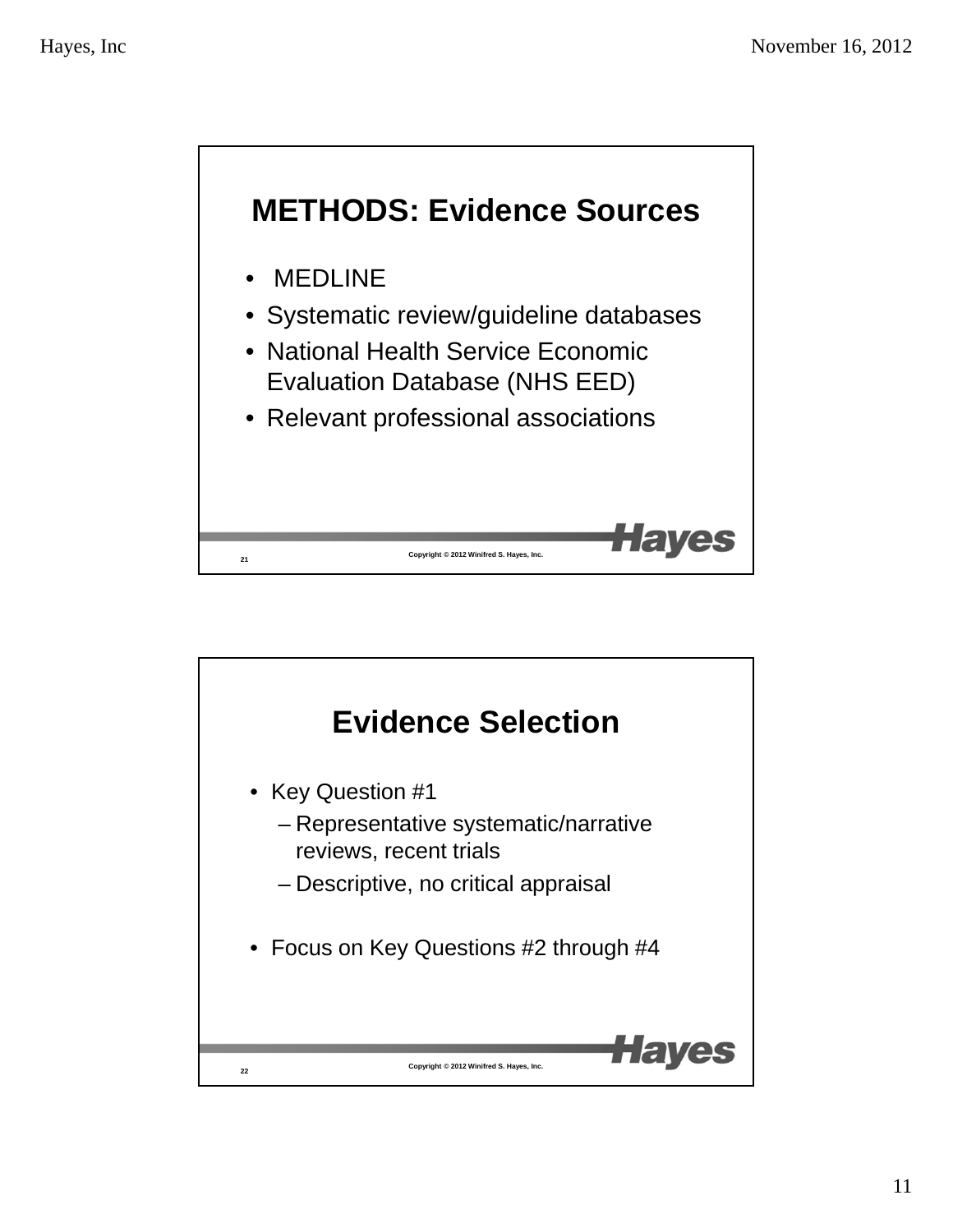## METHODS: Evidence Sources

- MEDLINE
- Systematic review/guideline databases
- National Health Service Economic Evaluation Database (NHS EED)
- Relevant professional associations

Copyright © 2012 Winifred S. Hayes, Inc.

## Evidence Selection

- Key Question #1
  - Representative systematic/narrative reviews, recent trials
  - Descriptive, no critical appraisal
- Focus on Key Questions #2 through #4

Copyright © 2012 Winifred S. Hayes, Inc.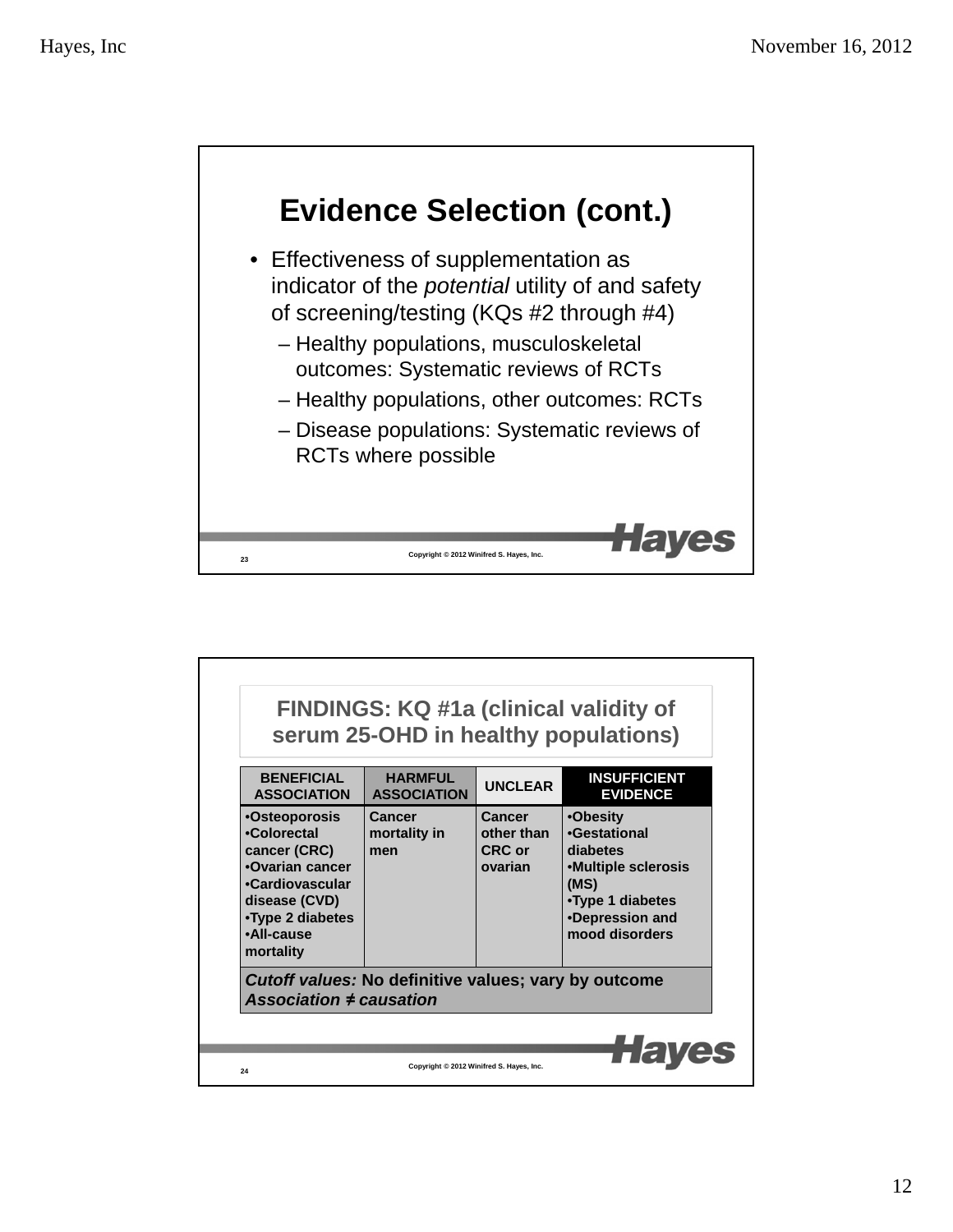## Evidence Selection (cont.)

- Effectiveness of supplementation as indicator of the *potential* utility of and safety of screening/testing (KQs #2 through #4)
  - Healthy populations, musculoskeletal outcomes: Systematic reviews of RCTs
  - Healthy populations, other outcomes: RCTs
  - Disease populations: Systematic reviews of RCTs where possible

Copyright © 2012 Winifred S. Hayes, Inc.

## FINDINGS: KQ #1a (clinical validity of serum 25-OHD in healthy populations)

| BENEFICIAL ASSOCIATION | HARMFUL ASSOCIATION | UNCLEAR | INSUFFICIENT EVIDENCE |
|---|---|---|---|
| •Osteoporosis<br>•Colorectal cancer (CRC)<br>•Ovarian cancer<br>•Cardiovascular disease (CVD)<br>•Type 2 diabetes<br>•All-cause mortality | Cancer mortality in men | Cancer other than CRC or ovarian | •Obesity<br>•Gestational diabetes<br>•Multiple sclerosis (MS)<br>•Type 1 diabetes<br>•Depression and mood disorders |
| ***Cutoff values:*** **No definitive values; vary by outcome**<br>***Association ≠ causation*** | | | |

Copyright © 2012 Winifred S. Hayes, Inc.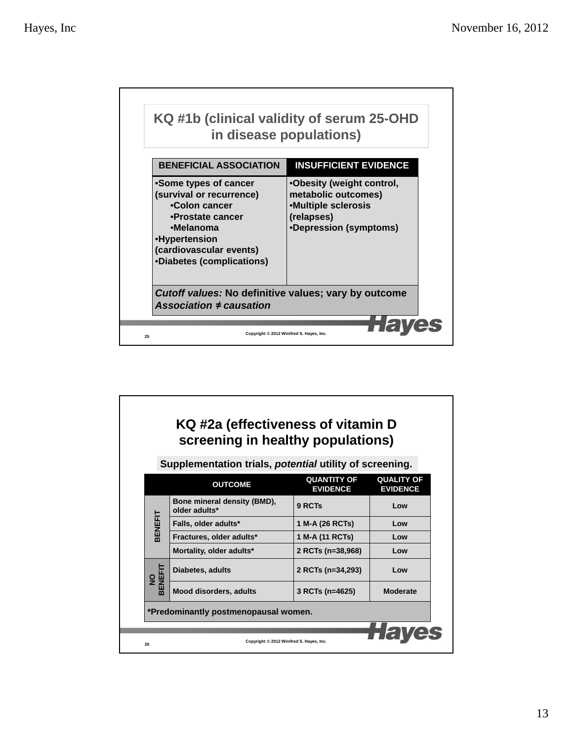## KQ #1b (clinical validity of serum 25-OHD in disease populations)

| BENEFICIAL ASSOCIATION | INSUFFICIENT EVIDENCE |
|---|---|
| •Some types of cancer (survival or recurrence)<br>  •Colon cancer<br>  •Prostate cancer<br>  •Melanoma<br>•Hypertension (cardiovascular events)<br>•Diabetes (complications) | •Obesity (weight control, metabolic outcomes)<br>•Multiple sclerosis (relapses)<br>•Depression (symptoms) |
| ***Cutoff values:*** **No definitive values; vary by outcome**<br>***Association ≠ causation*** | |

Copyright © 2012 Winifred S. Hayes, Inc.

25

## KQ #2a (effectiveness of vitamin D screening in healthy populations)

**Supplementation trials, *potential* utility of screening.**

| | OUTCOME | QUANTITY OF EVIDENCE | QUALITY OF EVIDENCE |
|---|---|---|---|
| BENEFIT | Bone mineral density (BMD), older adults* | 9 RCTs | Low |
| | Falls, older adults* | 1 M-A (26 RCTs) | Low |
| | Fractures, older adults* | 1 M-A (11 RCTs) | Low |
| | Mortality, older adults* | 2 RCTs (n=38,968) | Low |
| NO BENEFIT | Diabetes, adults | 2 RCTs (n=34,293) | Low |
| | Mood disorders, adults | 3 RCTs (n=4625) | Moderate |

**\*Predominantly postmenopausal women.**

Copyright © 2012 Winifred S. Hayes, Inc.

26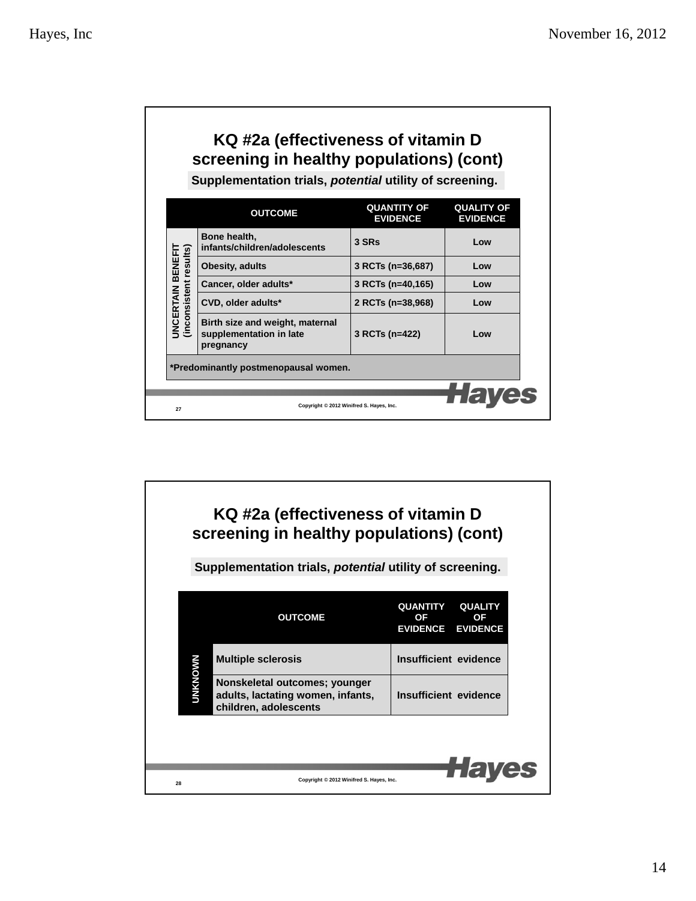## KQ #2a (effectiveness of vitamin D screening in healthy populations) (cont)

Supplementation trials, *potential* utility of screening.

| | OUTCOME | QUANTITY OF EVIDENCE | QUALITY OF EVIDENCE |
|---|---|---|---|
| UNCERTAIN BENEFIT (inconsistent results) | Bone health, infants/children/adolescents | 3 SRs | Low |
| | Obesity, adults | 3 RCTs (n=36,687) | Low |
| | Cancer, older adults* | 3 RCTs (n=40,165) | Low |
| | CVD, older adults* | 2 RCTs (n=38,968) | Low |
| | Birth size and weight, maternal supplementation in late pregnancy | 3 RCTs (n=422) | Low |

*Predominantly postmenopausal women.

Copyright © 2012 Winifred S. Hayes, Inc.

## KQ #2a (effectiveness of vitamin D screening in healthy populations) (cont)

Supplementation trials, *potential* utility of screening.

| | OUTCOME | QUANTITY OF EVIDENCE | QUALITY OF EVIDENCE |
|---|---|---|---|
| UNKNOWN | Multiple sclerosis | Insufficient evidence | |
| | Nonskeletal outcomes; younger adults, lactating women, infants, children, adolescents | Insufficient evidence | |

Copyright © 2012 Winifred S. Hayes, Inc.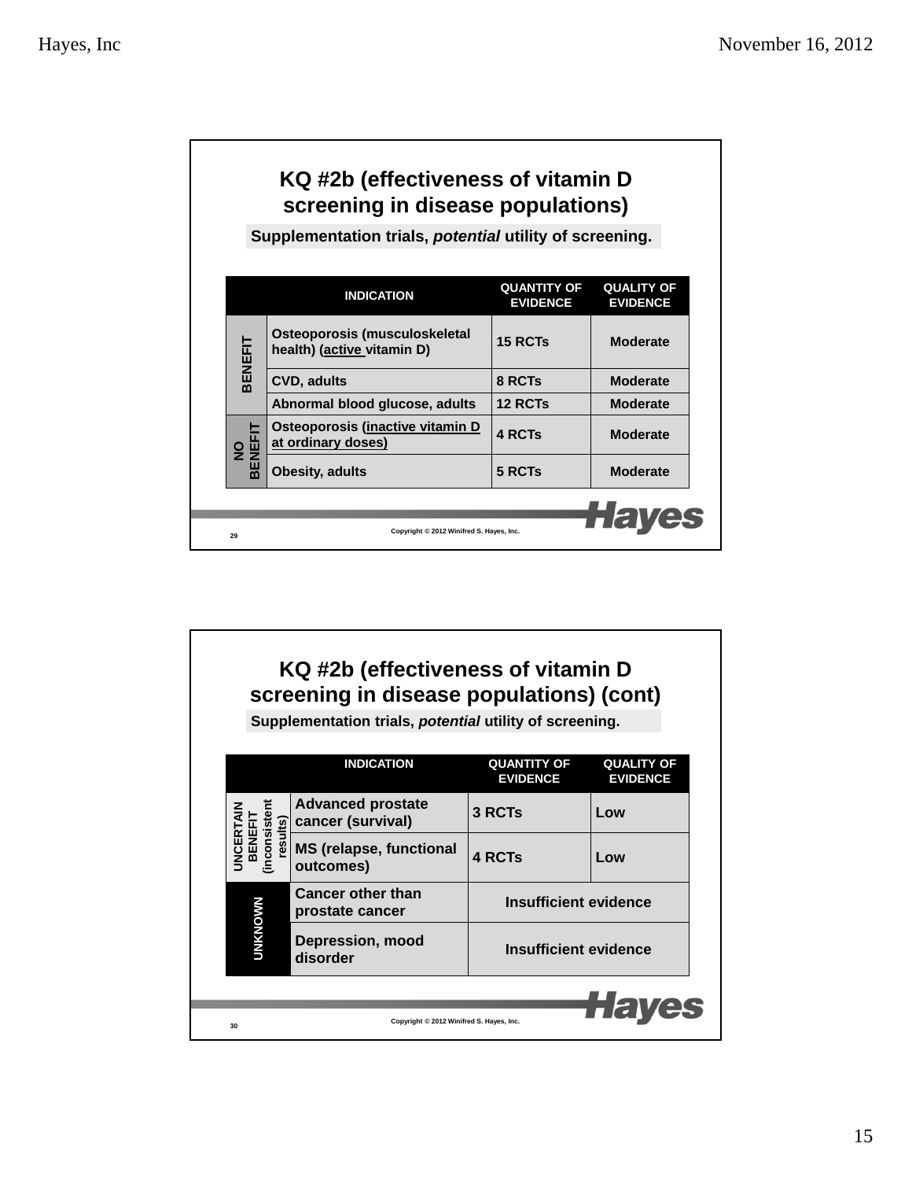## KQ #2b (effectiveness of vitamin D screening in disease populations)

Supplementation trials, *potential* utility of screening.

| | INDICATION | QUANTITY OF EVIDENCE | QUALITY OF EVIDENCE |
|---|---|---|---|
| BENEFIT | Osteoporosis (musculoskeletal health) (active vitamin D) | 15 RCTs | Moderate |
| | CVD, adults | 8 RCTs | Moderate |
| | Abnormal blood glucose, adults | 12 RCTs | Moderate |
| NO BENEFIT | Osteoporosis (inactive vitamin D at ordinary doses) | 4 RCTs | Moderate |
| | Obesity, adults | 5 RCTs | Moderate |

Copyright © 2012 Winifred S. Hayes, Inc.

## KQ #2b (effectiveness of vitamin D screening in disease populations) (cont)

Supplementation trials, *potential* utility of screening.

| | INDICATION | QUANTITY OF EVIDENCE | QUALITY OF EVIDENCE |
|---|---|---|---|
| UNCERTAIN BENEFIT (inconsistent results) | Advanced prostate cancer (survival) | 3 RCTs | Low |
| | MS (relapse, functional outcomes) | 4 RCTs | Low |
| UNKNOWN | Cancer other than prostate cancer | Insufficient evidence | |
| | Depression, mood disorder | Insufficient evidence | |

Copyright © 2012 Winifred S. Hayes, Inc.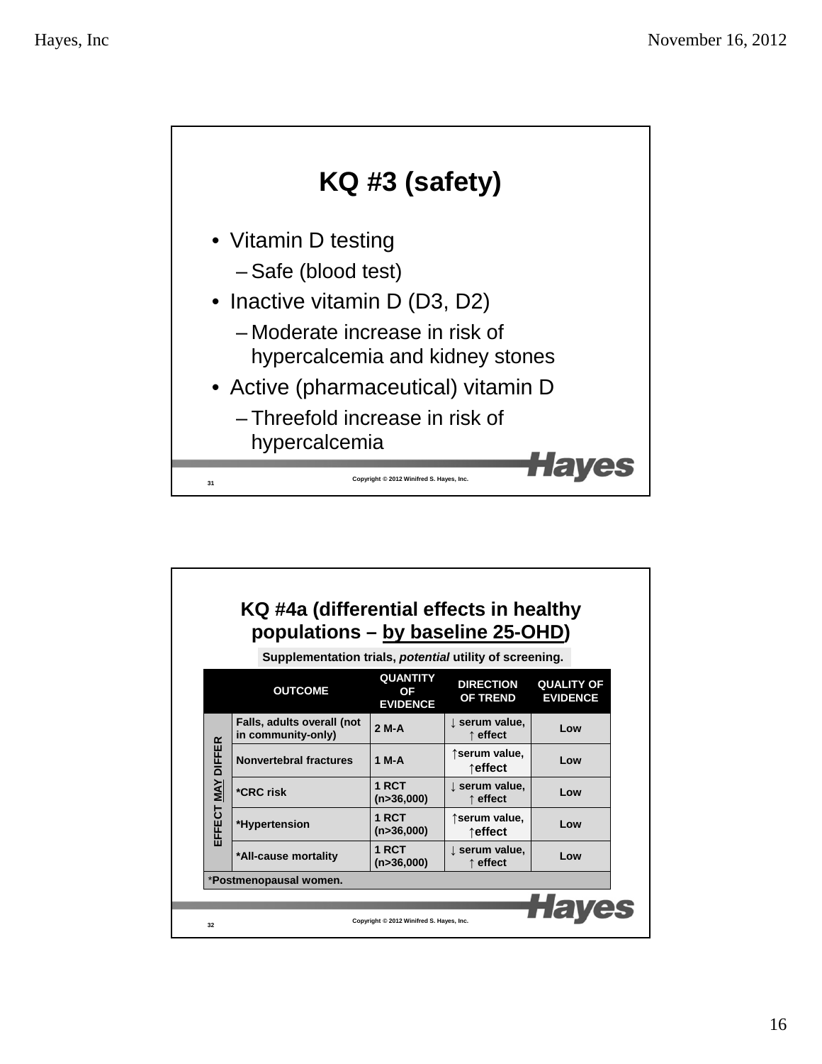## KQ #3 (safety)

- Vitamin D testing
  - Safe (blood test)
- Inactive vitamin D (D3, D2)
  - Moderate increase in risk of hypercalcemia and kidney stones
- Active (pharmaceutical) vitamin D
  - Threefold increase in risk of hypercalcemia

Copyright © 2012 Winifred S. Hayes, Inc.

## KQ #4a (differential effects in healthy populations – by baseline 25-OHD)

**Supplementation trials, *potential* utility of screening.**

| | OUTCOME | QUANTITY OF EVIDENCE | DIRECTION OF TREND | QUALITY OF EVIDENCE |
|---|---|---|---|---|
| EFFECT MAY DIFFER | Falls, adults overall (not in community-only) | 2 M-A | ↓ serum value, ↑ effect | Low |
| | Nonvertebral fractures | 1 M-A | ↑serum value, ↑effect | Low |
| | *CRC risk | 1 RCT (n>36,000) | ↓ serum value, ↑ effect | Low |
| | *Hypertension | 1 RCT (n>36,000) | ↑serum value, ↑effect | Low |
| | *All-cause mortality | 1 RCT (n>36,000) | ↓ serum value, ↑ effect | Low |

*Postmenopausal women.

Copyright © 2012 Winifred S. Hayes, Inc.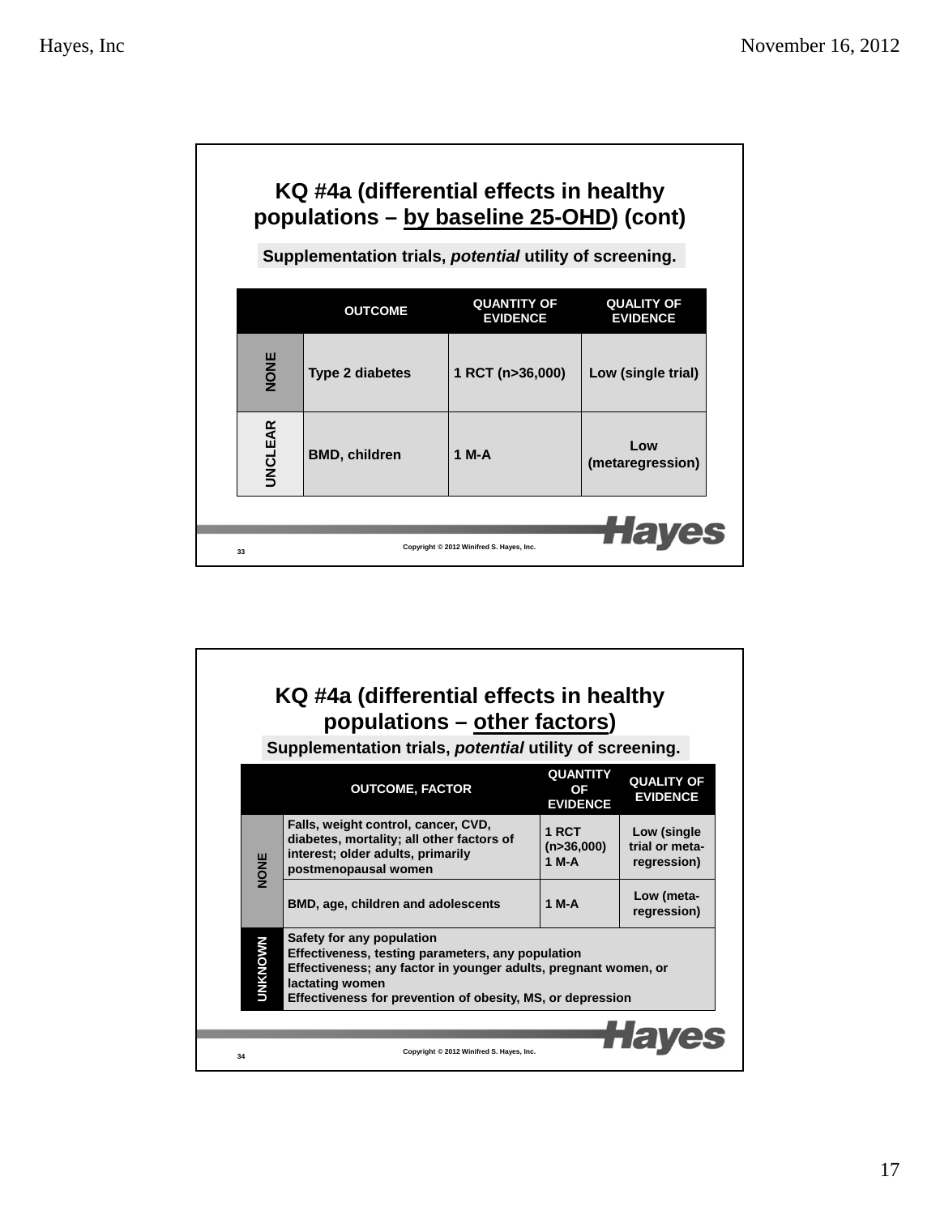## KQ #4a (differential effects in healthy populations – by baseline 25-OHD) (cont)

**Supplementation trials, *potential* utility of screening.**

| | OUTCOME | QUANTITY OF EVIDENCE | QUALITY OF EVIDENCE |
|---|---|---|---|
| NONE | Type 2 diabetes | 1 RCT (n>36,000) | Low (single trial) |
| UNCLEAR | BMD, children | 1 M-A | Low (metaregression) |

Copyright © 2012 Winifred S. Hayes, Inc.

33

## KQ #4a (differential effects in healthy populations – other factors)

**Supplementation trials, *potential* utility of screening.**

| | OUTCOME, FACTOR | QUANTITY OF EVIDENCE | QUALITY OF EVIDENCE |
|---|---|---|---|
| NONE | Falls, weight control, cancer, CVD, diabetes, mortality; all other factors of interest; older adults, primarily postmenopausal women | 1 RCT (n>36,000) 1 M-A | Low (single trial or meta-regression) |
| NONE | BMD, age, children and adolescents | 1 M-A | Low (meta-regression) |
| UNKNOWN | Safety for any population<br>Effectiveness, testing parameters, any population<br>Effectiveness; any factor in younger adults, pregnant women, or lactating women<br>Effectiveness for prevention of obesity, MS, or depression | | |

Copyright © 2012 Winifred S. Hayes, Inc.

34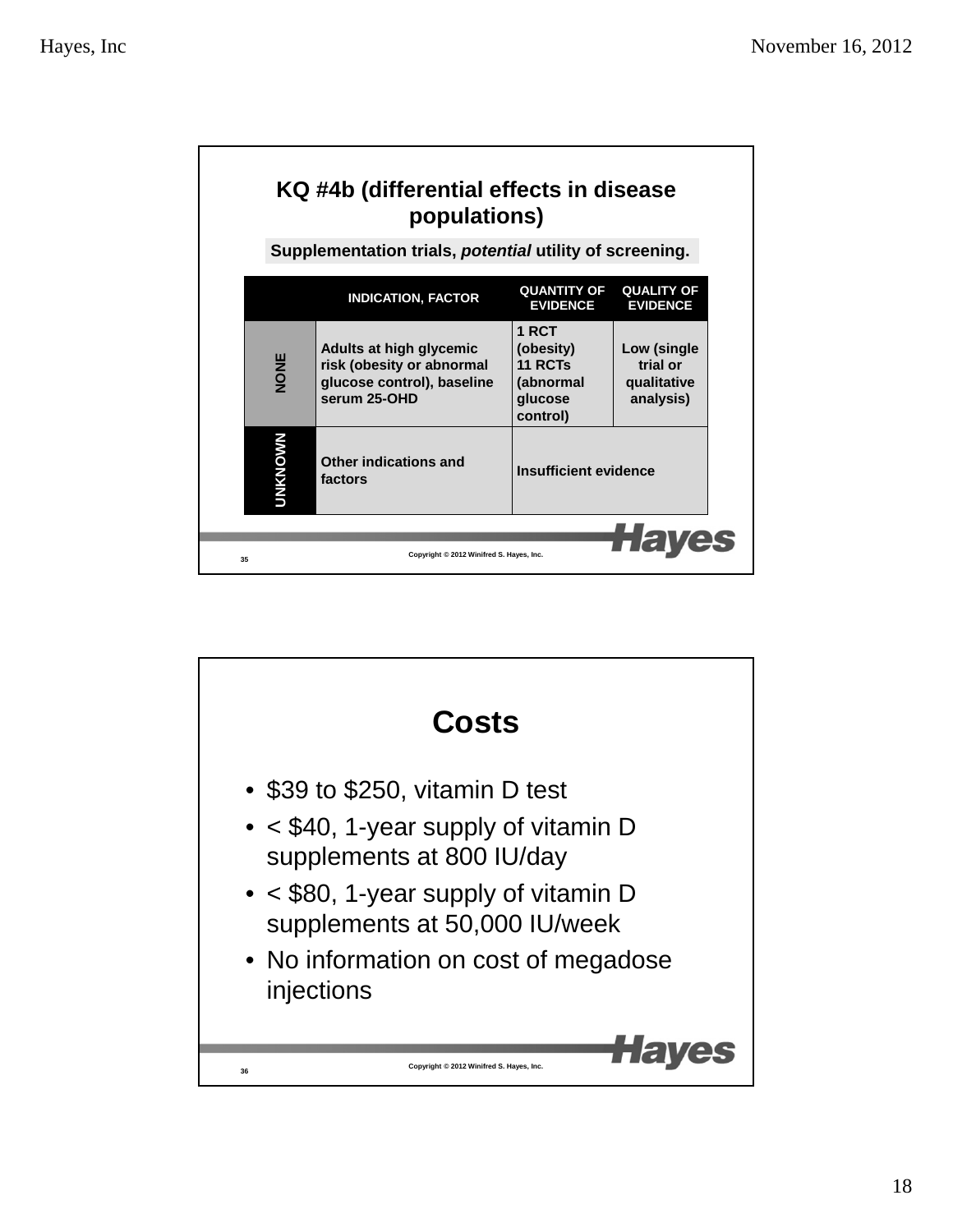## KQ #4b (differential effects in disease populations)

**Supplementation trials, *potential* utility of screening.**

| | INDICATION, FACTOR | QUANTITY OF EVIDENCE | QUALITY OF EVIDENCE |
|---|---|---|---|
| NONE | Adults at high glycemic risk (obesity or abnormal glucose control), baseline serum 25-OHD | 1 RCT (obesity)<br>11 RCTs (abnormal glucose control) | Low (single trial or qualitative analysis) |
| UNKNOWN | Other indications and factors | Insufficient evidence | |

Copyright © 2012 Winifred S. Hayes, Inc.

## Costs

- \$39 to \$250, vitamin D test
- < \$40, 1-year supply of vitamin D supplements at 800 IU/day
- < \$80, 1-year supply of vitamin D supplements at 50,000 IU/week
- No information on cost of megadose injections

Copyright © 2012 Winifred S. Hayes, Inc.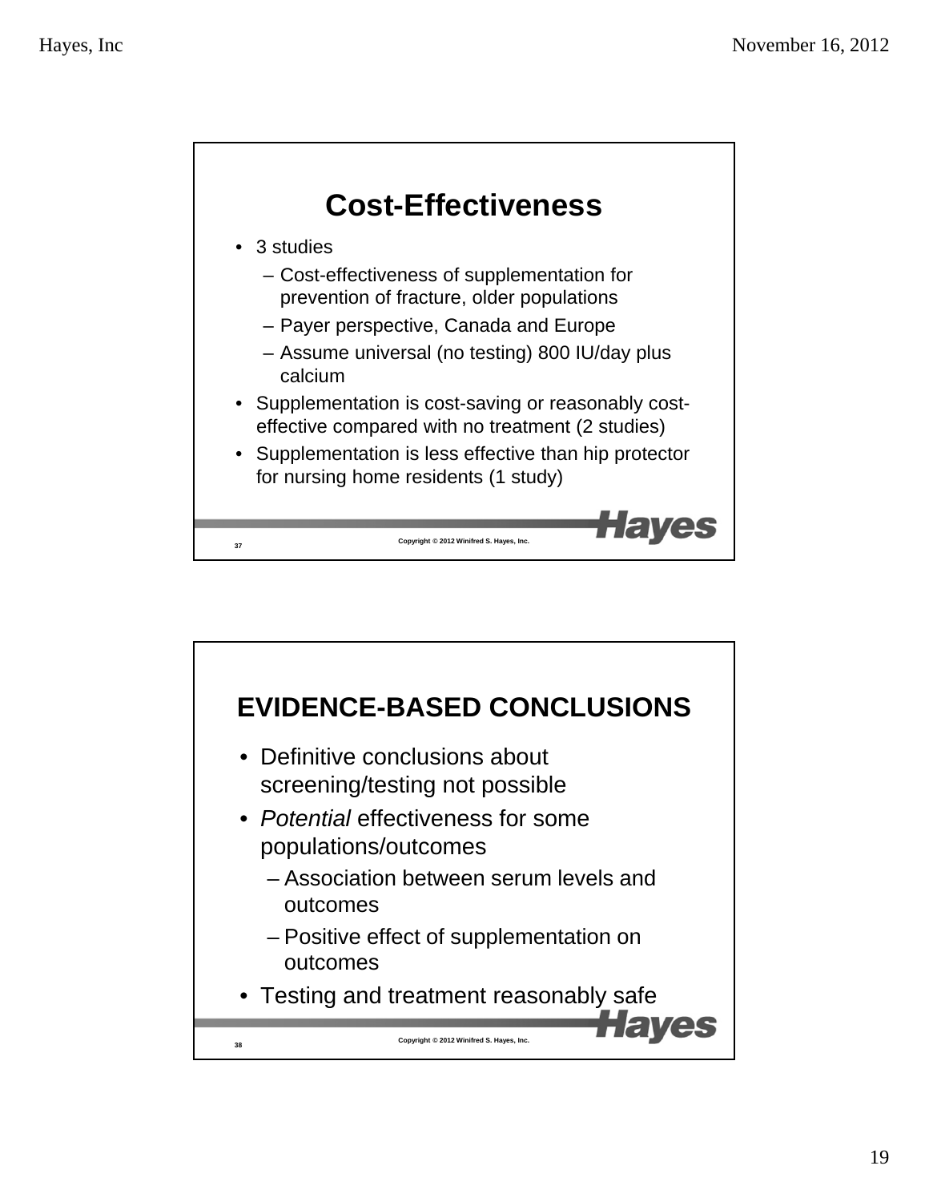## Cost-Effectiveness

- 3 studies
  - Cost-effectiveness of supplementation for prevention of fracture, older populations
  - Payer perspective, Canada and Europe
  - Assume universal (no testing) 800 IU/day plus calcium
- Supplementation is cost-saving or reasonably cost-effective compared with no treatment (2 studies)
- Supplementation is less effective than hip protector for nursing home residents (1 study)

Copyright © 2012 Winifred S. Hayes, Inc.

## EVIDENCE-BASED CONCLUSIONS

- Definitive conclusions about screening/testing not possible
- *Potential* effectiveness for some populations/outcomes
  - Association between serum levels and outcomes
  - Positive effect of supplementation on outcomes
- Testing and treatment reasonably safe

Copyright © 2012 Winifred S. Hayes, Inc.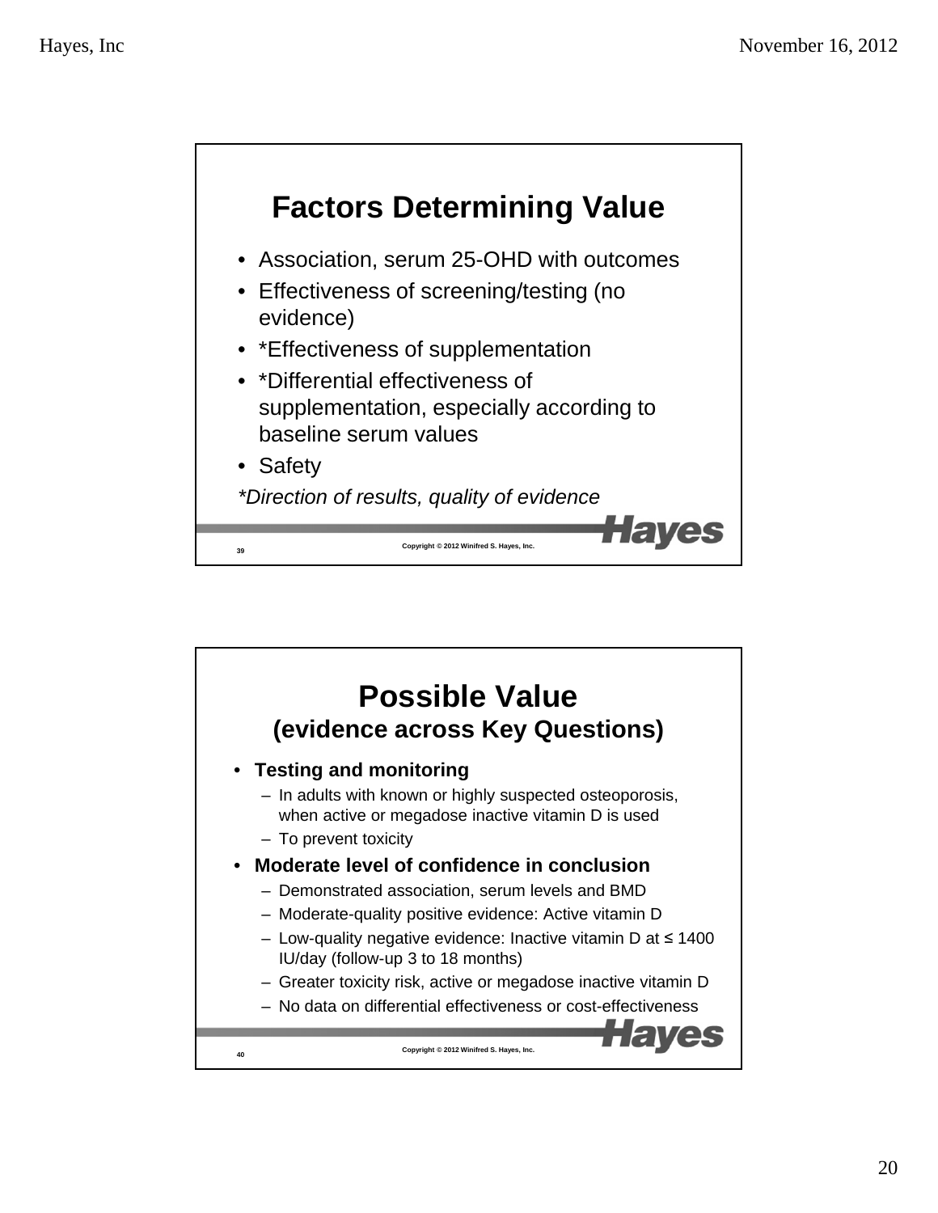## Factors Determining Value

- Association, serum 25-OHD with outcomes
- Effectiveness of screening/testing (no evidence)
- *Effectiveness of supplementation
- *Differential effectiveness of supplementation, especially according to baseline serum values
- Safety

*\*Direction of results, quality of evidence*

Copyright © 2012 Winifred S. Hayes, Inc.

## Possible Value
### (evidence across Key Questions)

- **Testing and monitoring**
  - In adults with known or highly suspected osteoporosis, when active or megadose inactive vitamin D is used
  - To prevent toxicity
- **Moderate level of confidence in conclusion**
  - Demonstrated association, serum levels and BMD
  - Moderate-quality positive evidence: Active vitamin D
  - Low-quality negative evidence: Inactive vitamin D at ≤ 1400 IU/day (follow-up 3 to 18 months)
  - Greater toxicity risk, active or megadose inactive vitamin D
  - No data on differential effectiveness or cost-effectiveness

Copyright © 2012 Winifred S. Hayes, Inc.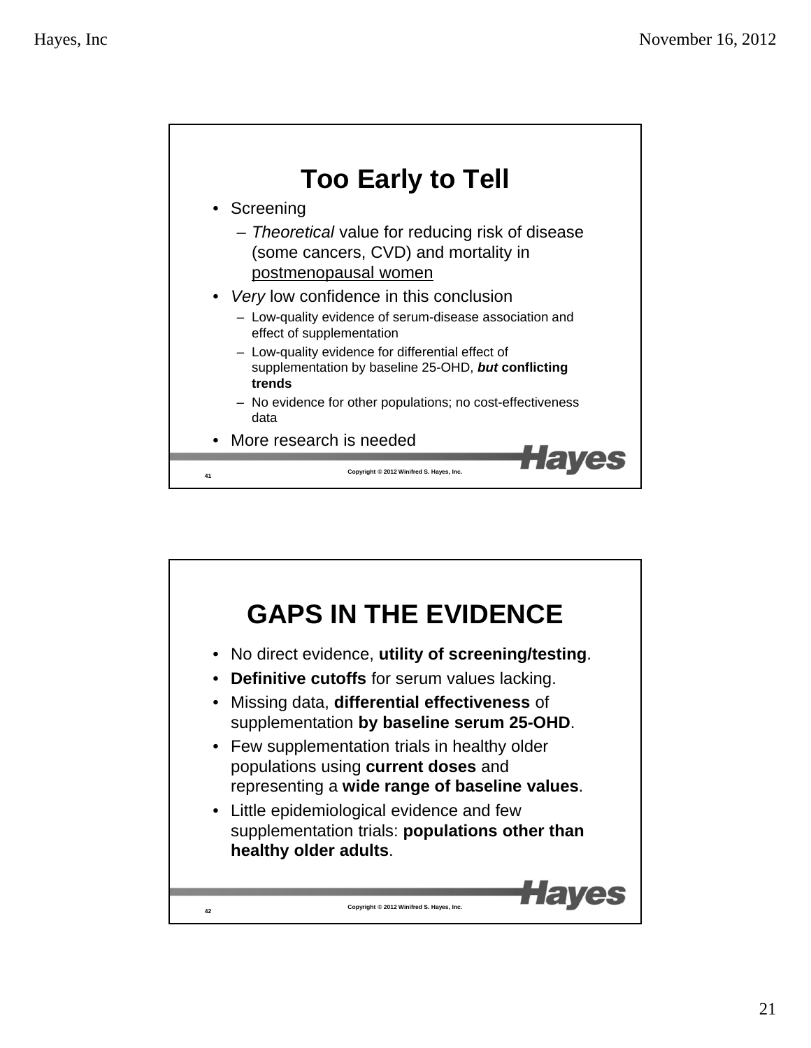# Too Early to Tell

- Screening
  - *Theoretical* value for reducing risk of disease (some cancers, CVD) and mortality in <u>postmenopausal women</u>
- *Very* low confidence in this conclusion
  - Low-quality evidence of serum-disease association and effect of supplementation
  - Low-quality evidence for differential effect of supplementation by baseline 25-OHD, ***but* conflicting trends**
  - No evidence for other populations; no cost-effectiveness data
- More research is needed

Copyright © 2012 Winifred S. Hayes, Inc.

# GAPS IN THE EVIDENCE

- No direct evidence, **utility of screening/testing**.
- **Definitive cutoffs** for serum values lacking.
- Missing data, **differential effectiveness** of supplementation **by baseline serum 25-OHD**.
- Few supplementation trials in healthy older populations using **current doses** and representing a **wide range of baseline values**.
- Little epidemiological evidence and few supplementation trials: **populations other than healthy older adults**.

Copyright © 2012 Winifred S. Hayes, Inc.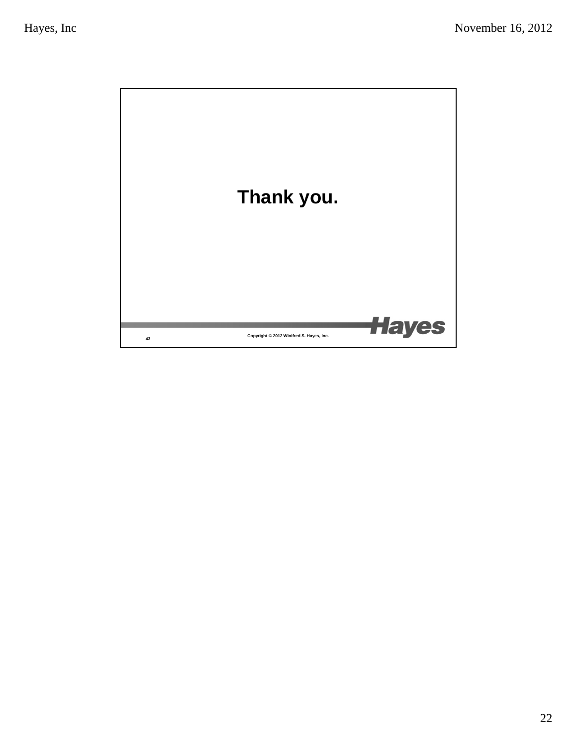**Thank you.**

43

Copyright © 2012 Winifred S. Hayes, Inc.

Hayes